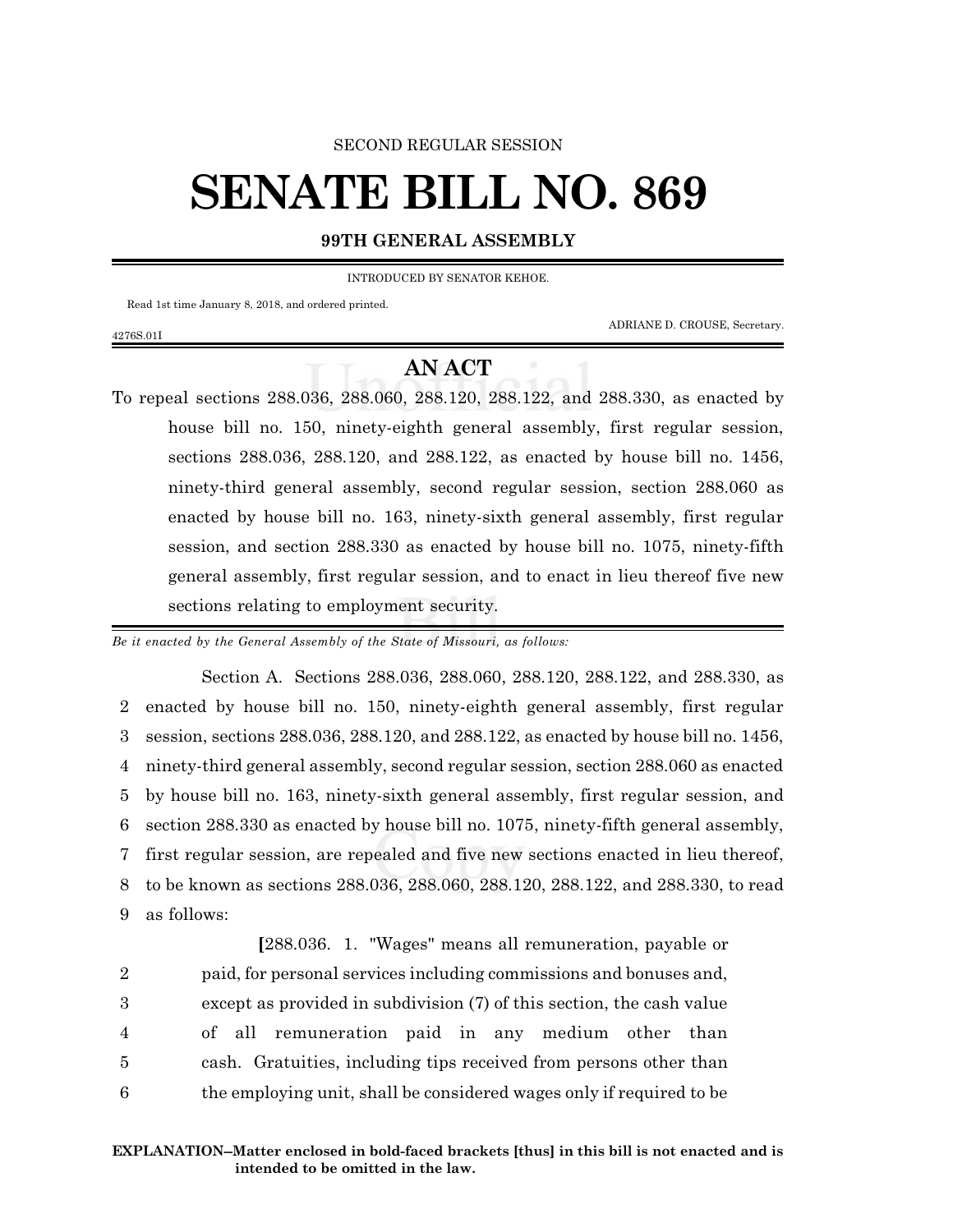SECOND REGULAR SESSION

# SENATE BILL NO. 869

**99TH GENERAL ASSEMBLY**

INTRODUCED BY SENATOR KEHOE.

Read 1st time January 8, 2018, and ordered printed.

ADRIANE D. CROUSE, Secretary.

4276S.01I

## AN ACT

To repeal sections 288.036, 288.060, 288.120, 288.122, and 288.330, as enacted by house bill no. 150, ninety-eighth general assembly, first regular session, sections 288.036, 288.120, and 288.122, as enacted by house bill no. 1456, ninety-third general assembly, second regular session, section 288.060 as enacted by house bill no. 163, ninety-sixth general assembly, first regular session, and section 288.330 as enacted by house bill no. 1075, ninety-fifth general assembly, first regular session, and to enact in lieu thereof five new sections relating to employment security.

*Be it enacted by the General Assembly of the State of Missouri, as follows:*

Section A. Sections 288.036, 288.060, 288.120, 288.122, and 288.330, as enacted by house bill no. 150, ninety-eighth general assembly, first regular session, sections 288.036, 288.120, and 288.122, as enacted by house bill no. 1456, ninety-third general assembly, second regular session, section 288.060 as enacted by house bill no. 163, ninety-sixth general assembly, first regular session, and section 288.330 as enacted by house bill no. 1075, ninety-fifth general assembly, first regular session, are repealed and five new sections enacted in lieu thereof, to be known as sections 288.036, 288.060, 288.120, 288.122, and 288.330, to read as follows:

**[**288.036. 1. "Wages" means all remuneration, payable or paid, for personal services including commissions and bonuses and, except as provided in subdivision (7) of this section, the cash value of all remuneration paid in any medium other than cash. Gratuities, including tips received from persons other than the employing unit, shall be considered wages only if required to be

**EXPLANATION–Matter enclosed in bold-faced brackets [thus] in this bill is not enacted and is intended to be omitted in the law.**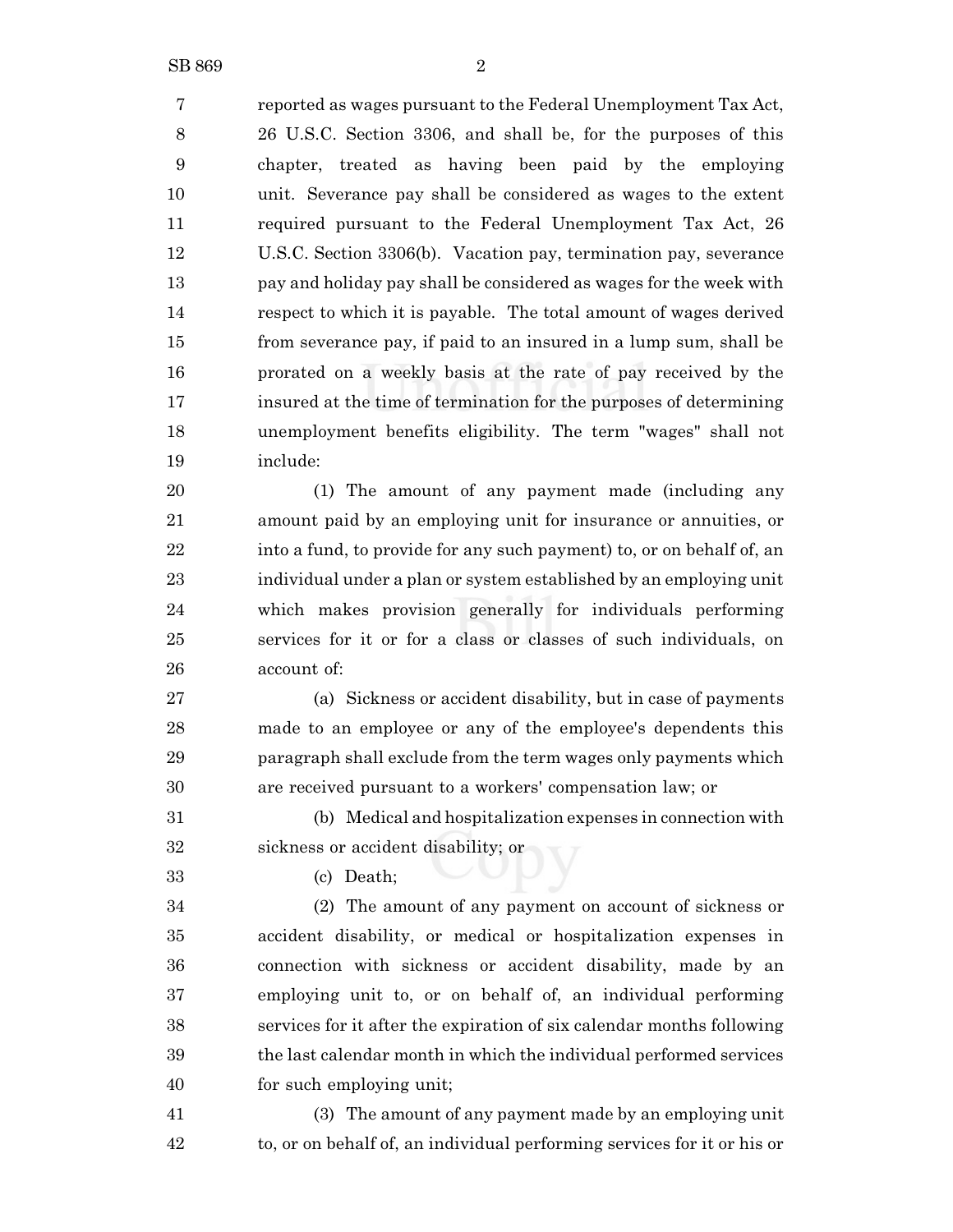reported as wages pursuant to the Federal Unemployment Tax Act, 26 U.S.C. Section 3306, and shall be, for the purposes of this chapter, treated as having been paid by the employing unit. Severance pay shall be considered as wages to the extent required pursuant to the Federal Unemployment Tax Act, 26 U.S.C. Section 3306(b). Vacation pay, termination pay, severance pay and holiday pay shall be considered as wages for the week with respect to which it is payable. The total amount of wages derived from severance pay, if paid to an insured in a lump sum, shall be prorated on a weekly basis at the rate of pay received by the insured at the time of termination for the purposes of determining unemployment benefits eligibility. The term "wages" shall not include:

(1) The amount of any payment made (including any amount paid by an employing unit for insurance or annuities, or into a fund, to provide for any such payment) to, or on behalf of, an individual under a plan or system established by an employing unit which makes provision generally for individuals performing services for it or for a class or classes of such individuals, on account of:

(a) Sickness or accident disability, but in case of payments made to an employee or any of the employee's dependents this paragraph shall exclude from the term wages only payments which are received pursuant to a workers' compensation law; or

(b) Medical and hospitalization expenses in connection with sickness or accident disability; or

(c) Death;

(2) The amount of any payment on account of sickness or accident disability, or medical or hospitalization expenses in connection with sickness or accident disability, made by an employing unit to, or on behalf of, an individual performing services for it after the expiration of six calendar months following the last calendar month in which the individual performed services for such employing unit;

(3) The amount of any payment made by an employing unit to, or on behalf of, an individual performing services for it or his or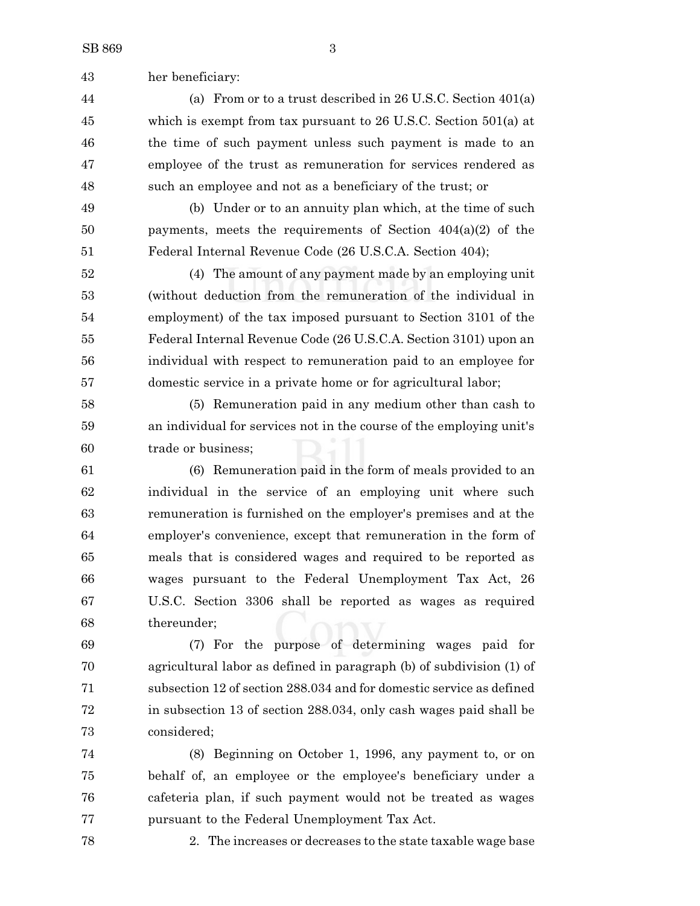her beneficiary:

(a) From or to a trust described in 26 U.S.C. Section 401(a) which is exempt from tax pursuant to 26 U.S.C. Section 501(a) at the time of such payment unless such payment is made to an employee of the trust as remuneration for services rendered as such an employee and not as a beneficiary of the trust; or

(b) Under or to an annuity plan which, at the time of such payments, meets the requirements of Section 404(a)(2) of the Federal Internal Revenue Code (26 U.S.C.A. Section 404);

(4) The amount of any payment made by an employing unit (without deduction from the remuneration of the individual in employment) of the tax imposed pursuant to Section 3101 of the Federal Internal Revenue Code (26 U.S.C.A. Section 3101) upon an individual with respect to remuneration paid to an employee for domestic service in a private home or for agricultural labor;

(5) Remuneration paid in any medium other than cash to an individual for services not in the course of the employing unit's trade or business;

(6) Remuneration paid in the form of meals provided to an individual in the service of an employing unit where such remuneration is furnished on the employer's premises and at the employer's convenience, except that remuneration in the form of meals that is considered wages and required to be reported as wages pursuant to the Federal Unemployment Tax Act, 26 U.S.C. Section 3306 shall be reported as wages as required thereunder;

(7) For the purpose of determining wages paid for agricultural labor as defined in paragraph (b) of subdivision (1) of subsection 12 of section 288.034 and for domestic service as defined in subsection 13 of section 288.034, only cash wages paid shall be considered;

(8) Beginning on October 1, 1996, any payment to, or on behalf of, an employee or the employee's beneficiary under a cafeteria plan, if such payment would not be treated as wages pursuant to the Federal Unemployment Tax Act.

2. The increases or decreases to the state taxable wage base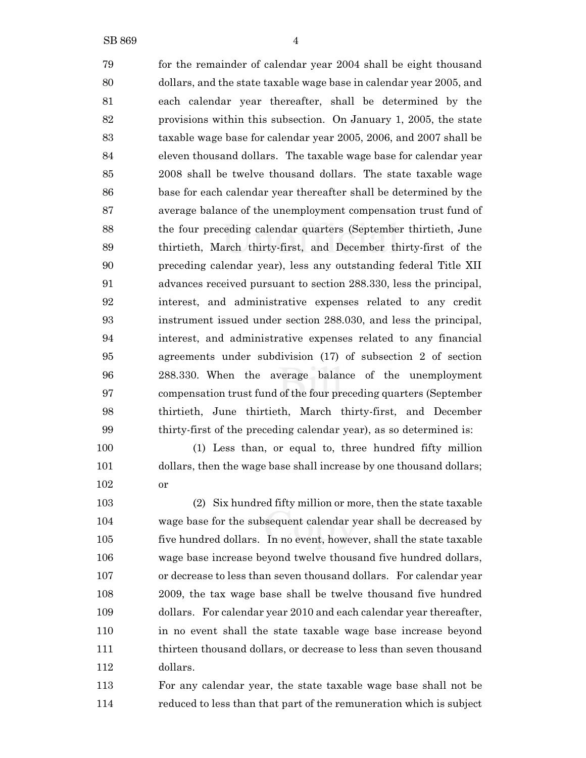for the remainder of calendar year 2004 shall be eight thousand dollars, and the state taxable wage base in calendar year 2005, and each calendar year thereafter, shall be determined by the provisions within this subsection. On January 1, 2005, the state taxable wage base for calendar year 2005, 2006, and 2007 shall be eleven thousand dollars. The taxable wage base for calendar year 2008 shall be twelve thousand dollars. The state taxable wage base for each calendar year thereafter shall be determined by the average balance of the unemployment compensation trust fund of the four preceding calendar quarters (September thirtieth, June thirtieth, March thirty-first, and December thirty-first of the preceding calendar year), less any outstanding federal Title XII advances received pursuant to section 288.330, less the principal, interest, and administrative expenses related to any credit instrument issued under section 288.030, and less the principal, interest, and administrative expenses related to any financial agreements under subdivision (17) of subsection 2 of section 288.330. When the average balance of the unemployment compensation trust fund of the four preceding quarters (September thirtieth, June thirtieth, March thirty-first, and December thirty-first of the preceding calendar year), as so determined is:

(1) Less than, or equal to, three hundred fifty million dollars, then the wage base shall increase by one thousand dollars; or

(2) Six hundred fifty million or more, then the state taxable wage base for the subsequent calendar year shall be decreased by five hundred dollars. In no event, however, shall the state taxable wage base increase beyond twelve thousand five hundred dollars, or decrease to less than seven thousand dollars. For calendar year 2009, the tax wage base shall be twelve thousand five hundred dollars. For calendar year 2010 and each calendar year thereafter, in no event shall the state taxable wage base increase beyond thirteen thousand dollars, or decrease to less than seven thousand dollars.

For any calendar year, the state taxable wage base shall not be reduced to less than that part of the remuneration which is subject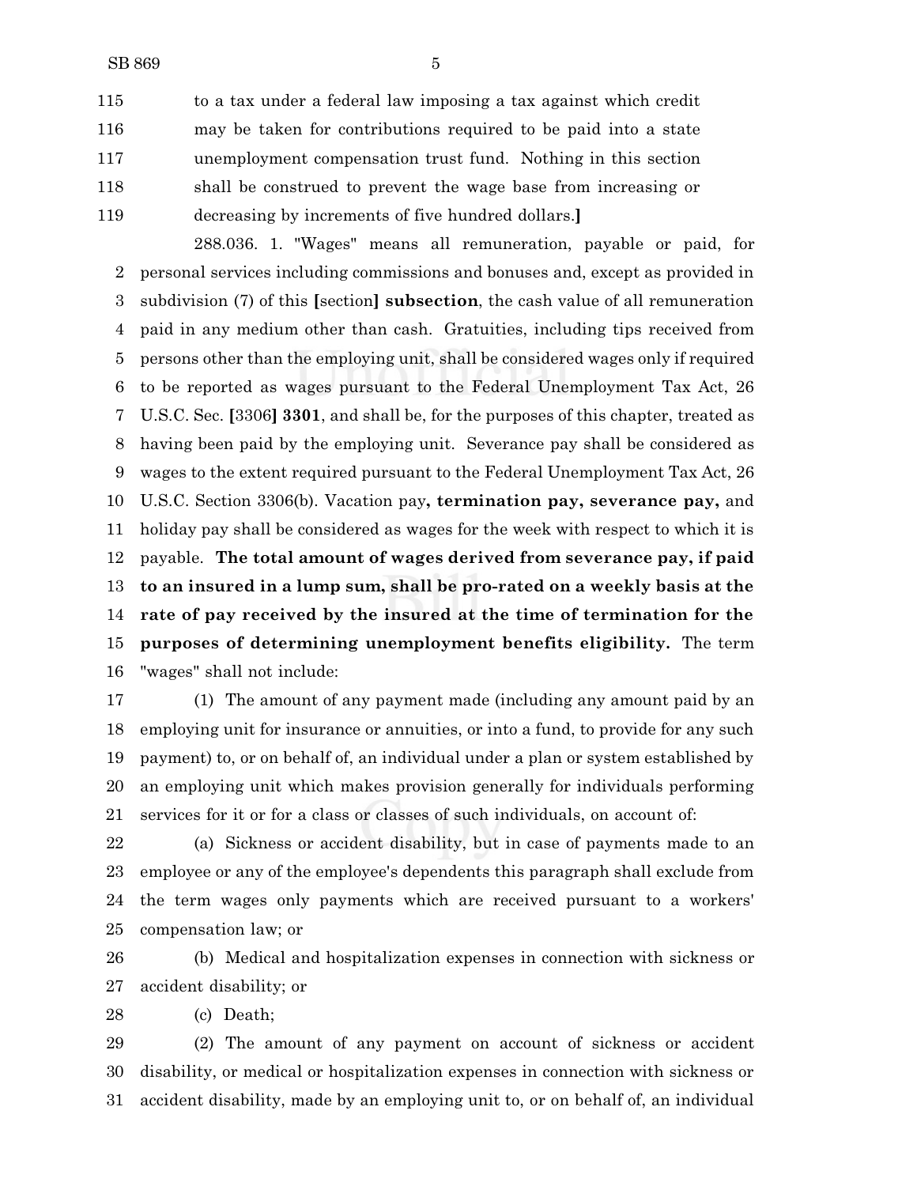to a tax under a federal law imposing a tax against which credit may be taken for contributions required to be paid into a state unemployment compensation trust fund. Nothing in this section shall be construed to prevent the wage base from increasing or decreasing by increments of five hundred dollars.**]**

288.036. 1. "Wages" means all remuneration, payable or paid, for personal services including commissions and bonuses and, except as provided in subdivision (7) of this **[**section**]** **subsection**, the cash value of all remuneration paid in any medium other than cash. Gratuities, including tips received from persons other than the employing unit, shall be considered wages only if required to be reported as wages pursuant to the Federal Unemployment Tax Act, 26 U.S.C. Sec. **[**3306**]** **3301**, and shall be, for the purposes of this chapter, treated as having been paid by the employing unit. Severance pay shall be considered as wages to the extent required pursuant to the Federal Unemployment Tax Act, 26 U.S.C. Section 3306(b). Vacation pay**, termination pay, severance pay,** and holiday pay shall be considered as wages for the week with respect to which it is payable. **The total amount of wages derived from severance pay, if paid to an insured in a lump sum, shall be pro-rated on a weekly basis at the rate of pay received by the insured at the time of termination for the purposes of determining unemployment benefits eligibility.** The term "wages" shall not include:

(1) The amount of any payment made (including any amount paid by an employing unit for insurance or annuities, or into a fund, to provide for any such payment) to, or on behalf of, an individual under a plan or system established by an employing unit which makes provision generally for individuals performing services for it or for a class or classes of such individuals, on account of:

(a) Sickness or accident disability, but in case of payments made to an employee or any of the employee's dependents this paragraph shall exclude from the term wages only payments which are received pursuant to a workers' compensation law; or

(b) Medical and hospitalization expenses in connection with sickness or accident disability; or

(c) Death;

(2) The amount of any payment on account of sickness or accident disability, or medical or hospitalization expenses in connection with sickness or accident disability, made by an employing unit to, or on behalf of, an individual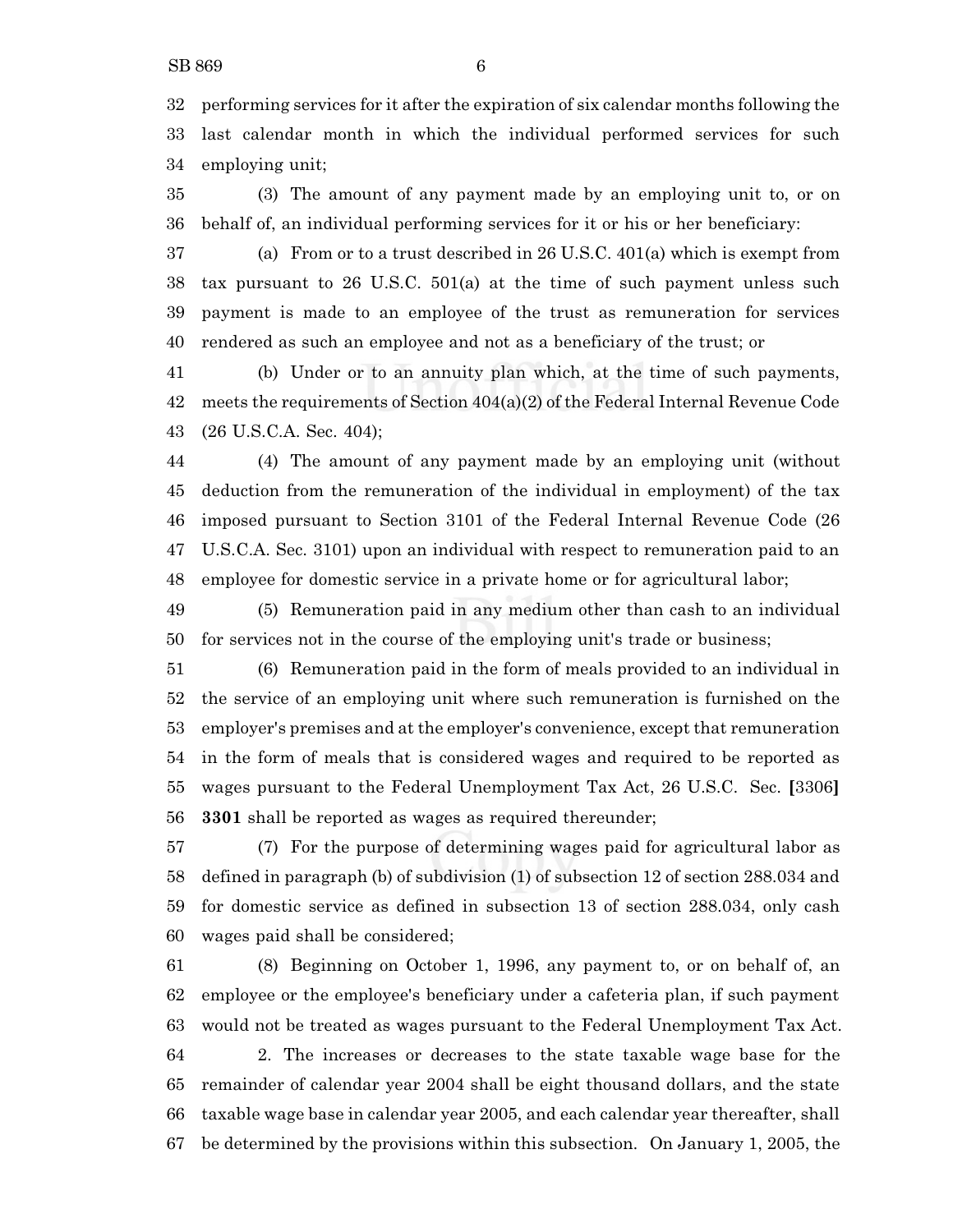performing services for it after the expiration of six calendar months following the last calendar month in which the individual performed services for such employing unit;

(3) The amount of any payment made by an employing unit to, or on behalf of, an individual performing services for it or his or her beneficiary:

(a) From or to a trust described in 26 U.S.C. 401(a) which is exempt from tax pursuant to 26 U.S.C. 501(a) at the time of such payment unless such payment is made to an employee of the trust as remuneration for services rendered as such an employee and not as a beneficiary of the trust; or

(b) Under or to an annuity plan which, at the time of such payments, meets the requirements of Section 404(a)(2) of the Federal Internal Revenue Code (26 U.S.C.A. Sec. 404);

(4) The amount of any payment made by an employing unit (without deduction from the remuneration of the individual in employment) of the tax imposed pursuant to Section 3101 of the Federal Internal Revenue Code (26 U.S.C.A. Sec. 3101) upon an individual with respect to remuneration paid to an employee for domestic service in a private home or for agricultural labor;

(5) Remuneration paid in any medium other than cash to an individual for services not in the course of the employing unit's trade or business;

(6) Remuneration paid in the form of meals provided to an individual in the service of an employing unit where such remuneration is furnished on the employer's premises and at the employer's convenience, except that remuneration in the form of meals that is considered wages and required to be reported as wages pursuant to the Federal Unemployment Tax Act, 26 U.S.C. Sec. **[**3306**]** **3301** shall be reported as wages as required thereunder;

(7) For the purpose of determining wages paid for agricultural labor as defined in paragraph (b) of subdivision (1) of subsection 12 of section 288.034 and for domestic service as defined in subsection 13 of section 288.034, only cash wages paid shall be considered;

(8) Beginning on October 1, 1996, any payment to, or on behalf of, an employee or the employee's beneficiary under a cafeteria plan, if such payment would not be treated as wages pursuant to the Federal Unemployment Tax Act.

2. The increases or decreases to the state taxable wage base for the remainder of calendar year 2004 shall be eight thousand dollars, and the state taxable wage base in calendar year 2005, and each calendar year thereafter, shall be determined by the provisions within this subsection. On January 1, 2005, the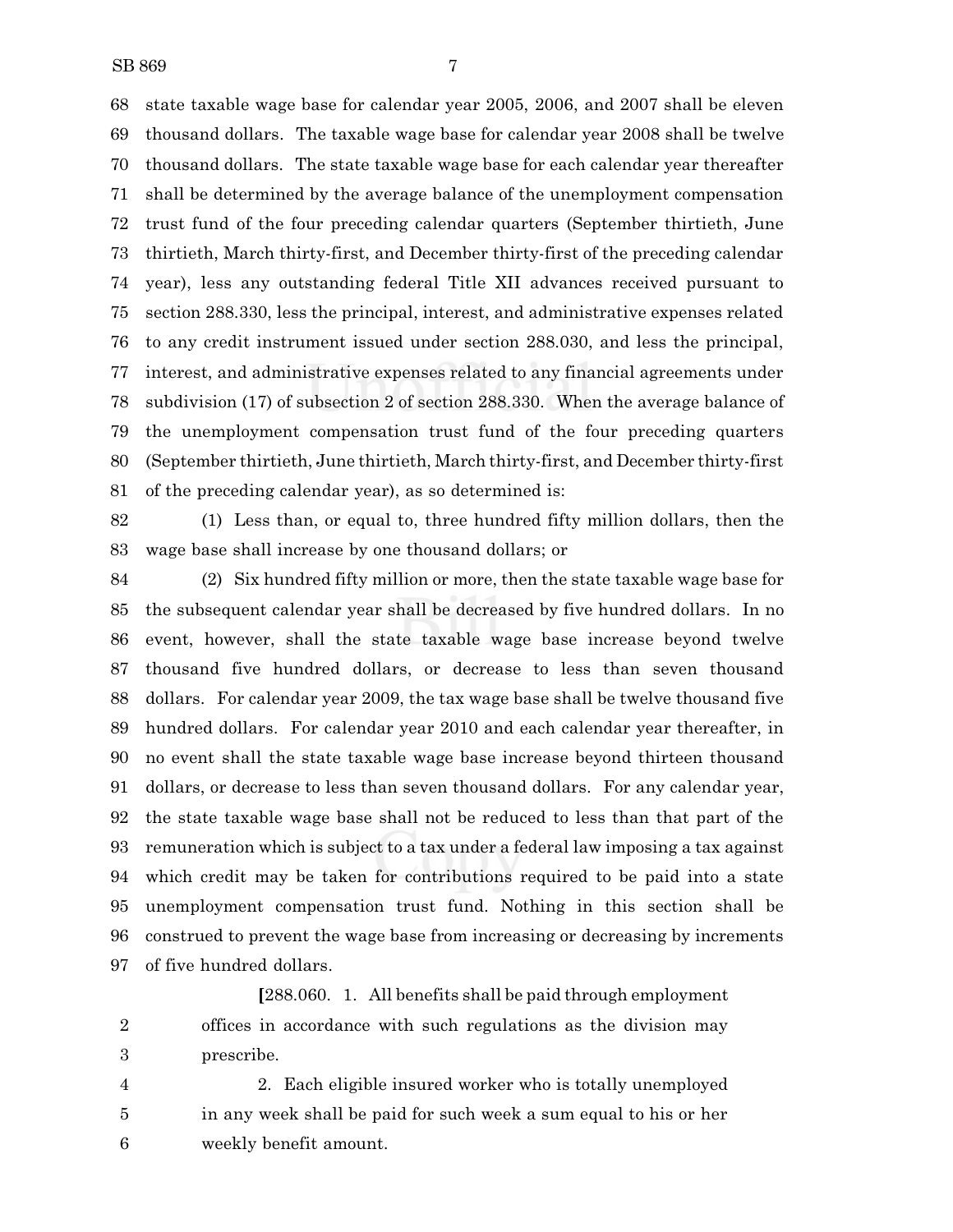state taxable wage base for calendar year 2005, 2006, and 2007 shall be eleven thousand dollars. The taxable wage base for calendar year 2008 shall be twelve thousand dollars. The state taxable wage base for each calendar year thereafter shall be determined by the average balance of the unemployment compensation trust fund of the four preceding calendar quarters (September thirtieth, June thirtieth, March thirty-first, and December thirty-first of the preceding calendar year), less any outstanding federal Title XII advances received pursuant to section 288.330, less the principal, interest, and administrative expenses related to any credit instrument issued under section 288.030, and less the principal, interest, and administrative expenses related to any financial agreements under subdivision (17) of subsection 2 of section 288.330. When the average balance of the unemployment compensation trust fund of the four preceding quarters (September thirtieth, June thirtieth, March thirty-first, and December thirty-first of the preceding calendar year), as so determined is:

(1) Less than, or equal to, three hundred fifty million dollars, then the wage base shall increase by one thousand dollars; or

(2) Six hundred fifty million or more, then the state taxable wage base for the subsequent calendar year shall be decreased by five hundred dollars. In no event, however, shall the state taxable wage base increase beyond twelve thousand five hundred dollars, or decrease to less than seven thousand dollars. For calendar year 2009, the tax wage base shall be twelve thousand five hundred dollars. For calendar year 2010 and each calendar year thereafter, in no event shall the state taxable wage base increase beyond thirteen thousand dollars, or decrease to less than seven thousand dollars. For any calendar year, the state taxable wage base shall not be reduced to less than that part of the remuneration which is subject to a tax under a federal law imposing a tax against which credit may be taken for contributions required to be paid into a state unemployment compensation trust fund. Nothing in this section shall be construed to prevent the wage base from increasing or decreasing by increments of five hundred dollars.

[288.060. 1. All benefits shall be paid through employment offices in accordance with such regulations as the division may prescribe.

2. Each eligible insured worker who is totally unemployed in any week shall be paid for such week a sum equal to his or her weekly benefit amount.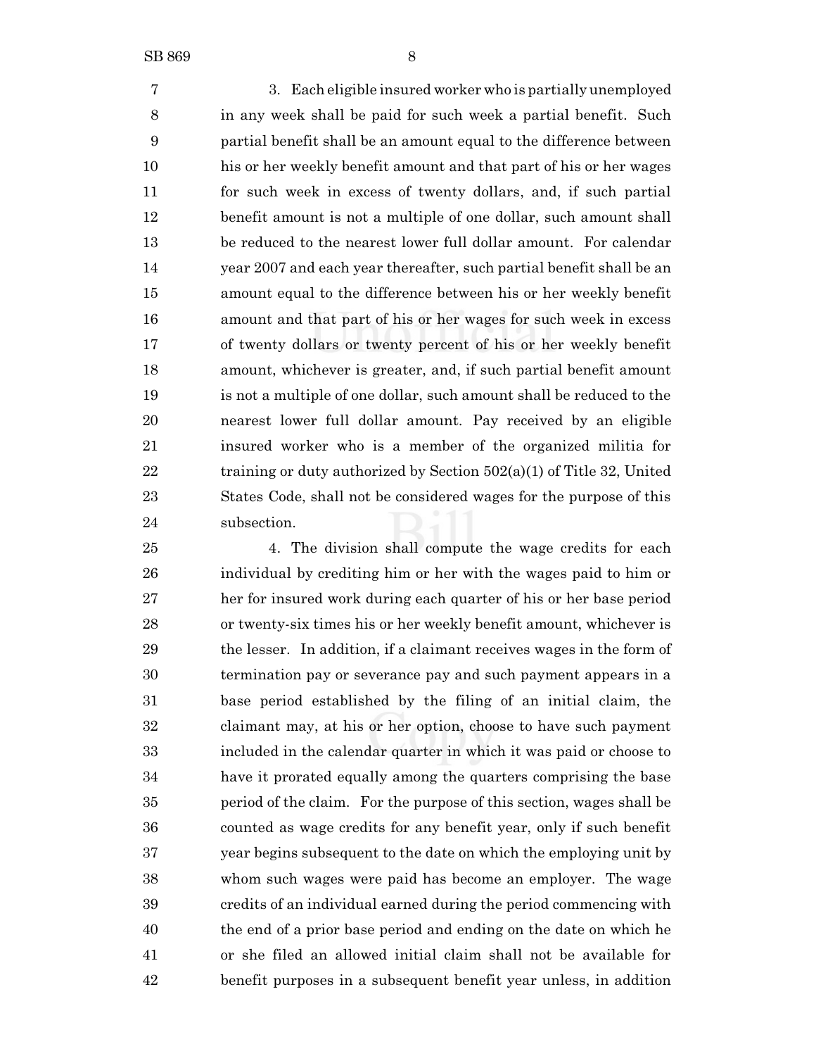3. Each eligible insured worker who is partially unemployed in any week shall be paid for such week a partial benefit. Such partial benefit shall be an amount equal to the difference between his or her weekly benefit amount and that part of his or her wages for such week in excess of twenty dollars, and, if such partial benefit amount is not a multiple of one dollar, such amount shall be reduced to the nearest lower full dollar amount. For calendar year 2007 and each year thereafter, such partial benefit shall be an amount equal to the difference between his or her weekly benefit amount and that part of his or her wages for such week in excess of twenty dollars or twenty percent of his or her weekly benefit amount, whichever is greater, and, if such partial benefit amount is not a multiple of one dollar, such amount shall be reduced to the nearest lower full dollar amount. Pay received by an eligible insured worker who is a member of the organized militia for training or duty authorized by Section 502(a)(1) of Title 32, United States Code, shall not be considered wages for the purpose of this subsection.

4. The division shall compute the wage credits for each individual by crediting him or her with the wages paid to him or her for insured work during each quarter of his or her base period or twenty-six times his or her weekly benefit amount, whichever is the lesser. In addition, if a claimant receives wages in the form of termination pay or severance pay and such payment appears in a base period established by the filing of an initial claim, the claimant may, at his or her option, choose to have such payment included in the calendar quarter in which it was paid or choose to have it prorated equally among the quarters comprising the base period of the claim. For the purpose of this section, wages shall be counted as wage credits for any benefit year, only if such benefit year begins subsequent to the date on which the employing unit by whom such wages were paid has become an employer. The wage credits of an individual earned during the period commencing with the end of a prior base period and ending on the date on which he or she filed an allowed initial claim shall not be available for benefit purposes in a subsequent benefit year unless, in addition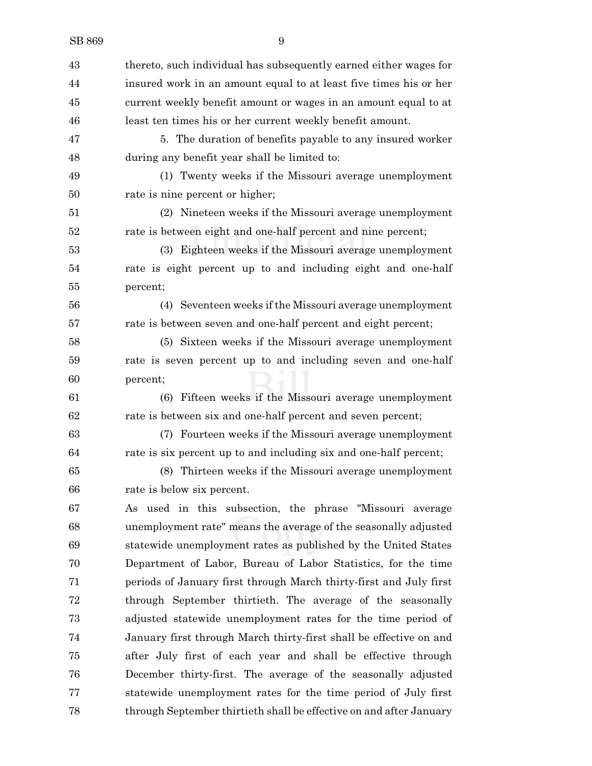thereto, such individual has subsequently earned either wages for insured work in an amount equal to at least five times his or her current weekly benefit amount or wages in an amount equal to at least ten times his or her current weekly benefit amount.

5. The duration of benefits payable to any insured worker during any benefit year shall be limited to:

(1) Twenty weeks if the Missouri average unemployment rate is nine percent or higher;

(2) Nineteen weeks if the Missouri average unemployment rate is between eight and one-half percent and nine percent;

(3) Eighteen weeks if the Missouri average unemployment rate is eight percent up to and including eight and one-half percent;

(4) Seventeen weeks if the Missouri average unemployment rate is between seven and one-half percent and eight percent;

(5) Sixteen weeks if the Missouri average unemployment rate is seven percent up to and including seven and one-half percent;

(6) Fifteen weeks if the Missouri average unemployment rate is between six and one-half percent and seven percent;

(7) Fourteen weeks if the Missouri average unemployment rate is six percent up to and including six and one-half percent;

(8) Thirteen weeks if the Missouri average unemployment rate is below six percent.

As used in this subsection, the phrase "Missouri average unemployment rate" means the average of the seasonally adjusted statewide unemployment rates as published by the United States Department of Labor, Bureau of Labor Statistics, for the time periods of January first through March thirty-first and July first through September thirtieth. The average of the seasonally adjusted statewide unemployment rates for the time period of January first through March thirty-first shall be effective on and after July first of each year and shall be effective through December thirty-first. The average of the seasonally adjusted statewide unemployment rates for the time period of July first through September thirtieth shall be effective on and after January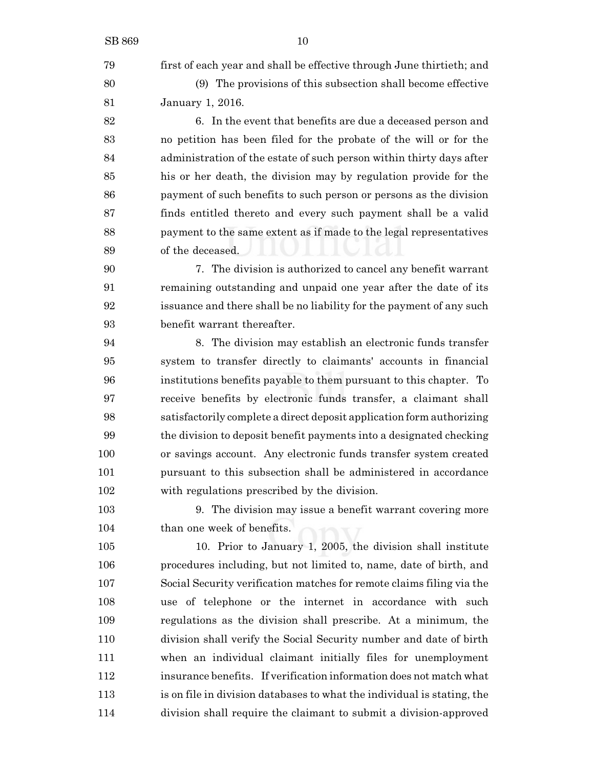first of each year and shall be effective through June thirtieth; and

(9) The provisions of this subsection shall become effective January 1, 2016.

6. In the event that benefits are due a deceased person and no petition has been filed for the probate of the will or for the administration of the estate of such person within thirty days after his or her death, the division may by regulation provide for the payment of such benefits to such person or persons as the division finds entitled thereto and every such payment shall be a valid payment to the same extent as if made to the legal representatives of the deceased.

7. The division is authorized to cancel any benefit warrant remaining outstanding and unpaid one year after the date of its issuance and there shall be no liability for the payment of any such benefit warrant thereafter.

8. The division may establish an electronic funds transfer system to transfer directly to claimants' accounts in financial institutions benefits payable to them pursuant to this chapter. To receive benefits by electronic funds transfer, a claimant shall satisfactorily complete a direct deposit application form authorizing the division to deposit benefit payments into a designated checking or savings account. Any electronic funds transfer system created pursuant to this subsection shall be administered in accordance with regulations prescribed by the division.

9. The division may issue a benefit warrant covering more than one week of benefits.

10. Prior to January 1, 2005, the division shall institute procedures including, but not limited to, name, date of birth, and Social Security verification matches for remote claims filing via the use of telephone or the internet in accordance with such regulations as the division shall prescribe. At a minimum, the division shall verify the Social Security number and date of birth when an individual claimant initially files for unemployment insurance benefits. If verification information does not match what is on file in division databases to what the individual is stating, the division shall require the claimant to submit a division-approved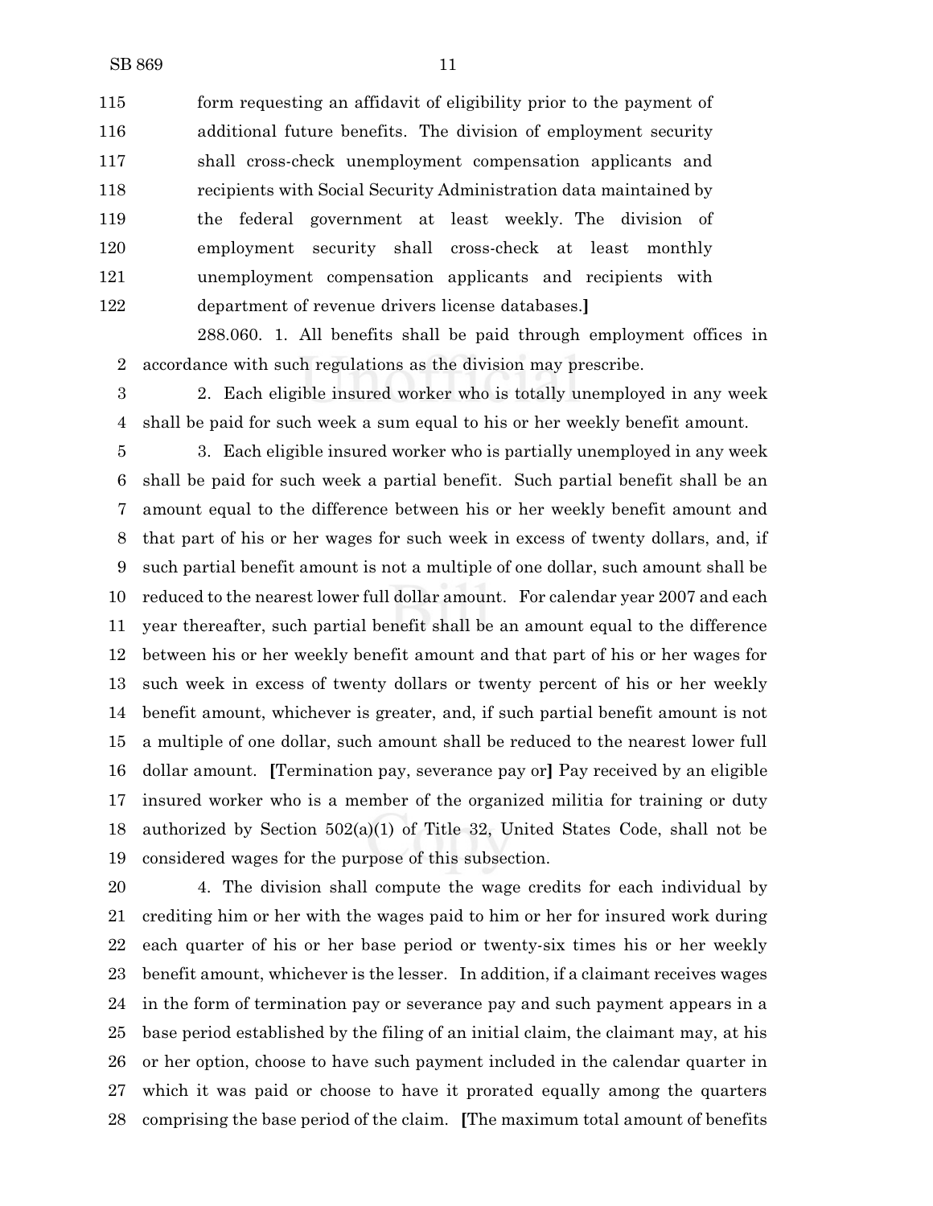form requesting an affidavit of eligibility prior to the payment of additional future benefits. The division of employment security shall cross-check unemployment compensation applicants and recipients with Social Security Administration data maintained by the federal government at least weekly. The division of employment security shall cross-check at least monthly unemployment compensation applicants and recipients with department of revenue drivers license databases.**]**

288.060. 1. All benefits shall be paid through employment offices in accordance with such regulations as the division may prescribe.

2. Each eligible insured worker who is totally unemployed in any week shall be paid for such week a sum equal to his or her weekly benefit amount.

3. Each eligible insured worker who is partially unemployed in any week shall be paid for such week a partial benefit. Such partial benefit shall be an amount equal to the difference between his or her weekly benefit amount and that part of his or her wages for such week in excess of twenty dollars, and, if such partial benefit amount is not a multiple of one dollar, such amount shall be reduced to the nearest lower full dollar amount. For calendar year 2007 and each year thereafter, such partial benefit shall be an amount equal to the difference between his or her weekly benefit amount and that part of his or her wages for such week in excess of twenty dollars or twenty percent of his or her weekly benefit amount, whichever is greater, and, if such partial benefit amount is not a multiple of one dollar, such amount shall be reduced to the nearest lower full dollar amount. **[**Termination pay, severance pay or**]** Pay received by an eligible insured worker who is a member of the organized militia for training or duty authorized by Section 502(a)(1) of Title 32, United States Code, shall not be considered wages for the purpose of this subsection.

4. The division shall compute the wage credits for each individual by crediting him or her with the wages paid to him or her for insured work during each quarter of his or her base period or twenty-six times his or her weekly benefit amount, whichever is the lesser. In addition, if a claimant receives wages in the form of termination pay or severance pay and such payment appears in a base period established by the filing of an initial claim, the claimant may, at his or her option, choose to have such payment included in the calendar quarter in which it was paid or choose to have it prorated equally among the quarters comprising the base period of the claim. **[**The maximum total amount of benefits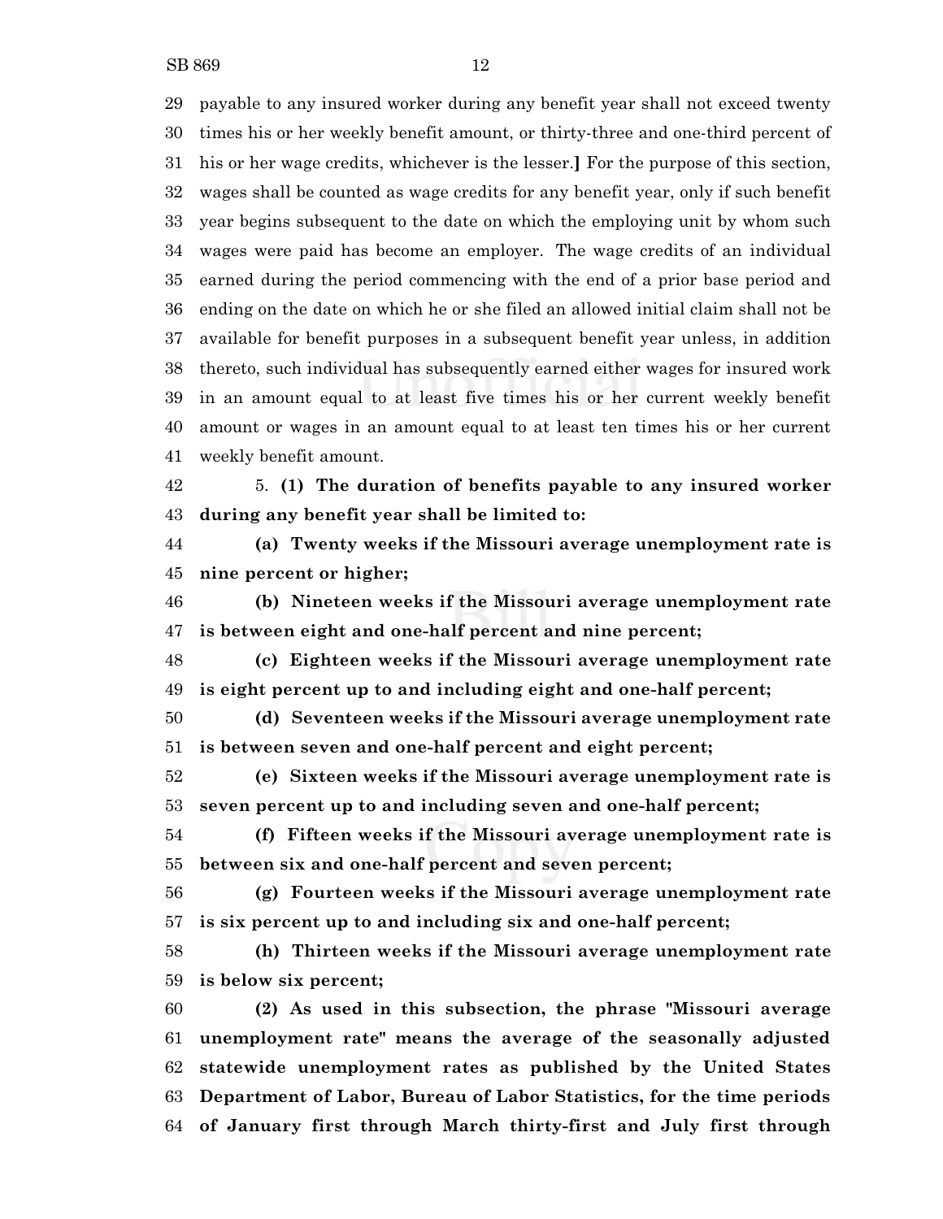payable to any insured worker during any benefit year shall not exceed twenty times his or her weekly benefit amount, or thirty-three and one-third percent of his or her wage credits, whichever is the lesser.**]** For the purpose of this section, wages shall be counted as wage credits for any benefit year, only if such benefit year begins subsequent to the date on which the employing unit by whom such wages were paid has become an employer. The wage credits of an individual earned during the period commencing with the end of a prior base period and ending on the date on which he or she filed an allowed initial claim shall not be available for benefit purposes in a subsequent benefit year unless, in addition thereto, such individual has subsequently earned either wages for insured work in an amount equal to at least five times his or her current weekly benefit amount or wages in an amount equal to at least ten times his or her current weekly benefit amount.

5. **(1) The duration of benefits payable to any insured worker during any benefit year shall be limited to:**

**(a) Twenty weeks if the Missouri average unemployment rate is nine percent or higher;**

**(b) Nineteen weeks if the Missouri average unemployment rate is between eight and one-half percent and nine percent;**

**(c) Eighteen weeks if the Missouri average unemployment rate is eight percent up to and including eight and one-half percent;**

**(d) Seventeen weeks if the Missouri average unemployment rate is between seven and one-half percent and eight percent;**

**(e) Sixteen weeks if the Missouri average unemployment rate is seven percent up to and including seven and one-half percent;**

**(f) Fifteen weeks if the Missouri average unemployment rate is between six and one-half percent and seven percent;**

**(g) Fourteen weeks if the Missouri average unemployment rate is six percent up to and including six and one-half percent;**

**(h) Thirteen weeks if the Missouri average unemployment rate is below six percent;**

**(2) As used in this subsection, the phrase "Missouri average unemployment rate" means the average of the seasonally adjusted statewide unemployment rates as published by the United States Department of Labor, Bureau of Labor Statistics, for the time periods of January first through March thirty-first and July first through**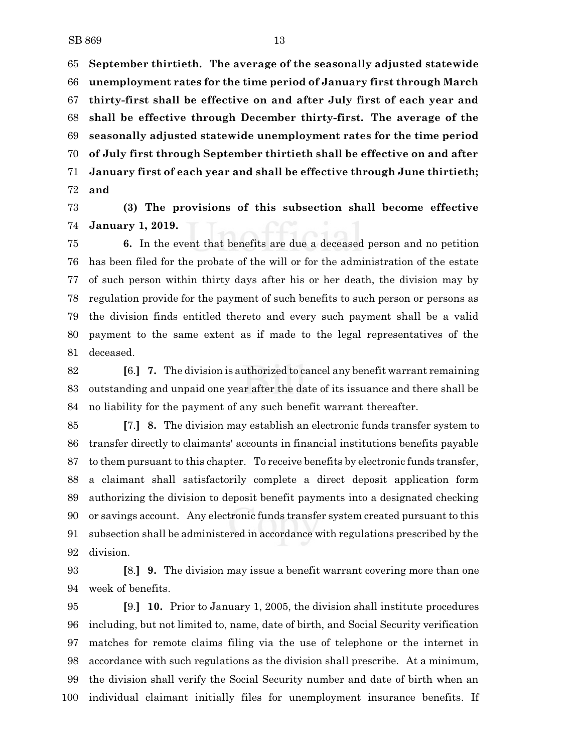**September thirtieth. The average of the seasonally adjusted statewide unemployment rates for the time period of January first through March thirty-first shall be effective on and after July first of each year and shall be effective through December thirty-first. The average of the seasonally adjusted statewide unemployment rates for the time period of July first through September thirtieth shall be effective on and after January first of each year and shall be effective through June thirtieth; and**

**(3) The provisions of this subsection shall become effective January 1, 2019.**

**6.** In the event that benefits are due a deceased person and no petition has been filed for the probate of the will or for the administration of the estate of such person within thirty days after his or her death, the division may by regulation provide for the payment of such benefits to such person or persons as the division finds entitled thereto and every such payment shall be a valid payment to the same extent as if made to the legal representatives of the deceased.

**[**6.**]** **7.** The division is authorized to cancel any benefit warrant remaining outstanding and unpaid one year after the date of its issuance and there shall be no liability for the payment of any such benefit warrant thereafter.

**[**7.**]** **8.** The division may establish an electronic funds transfer system to transfer directly to claimants' accounts in financial institutions benefits payable to them pursuant to this chapter. To receive benefits by electronic funds transfer, a claimant shall satisfactorily complete a direct deposit application form authorizing the division to deposit benefit payments into a designated checking or savings account. Any electronic funds transfer system created pursuant to this subsection shall be administered in accordance with regulations prescribed by the division.

**[**8.**]** **9.** The division may issue a benefit warrant covering more than one week of benefits.

**[**9.**]** **10.** Prior to January 1, 2005, the division shall institute procedures including, but not limited to, name, date of birth, and Social Security verification matches for remote claims filing via the use of telephone or the internet in accordance with such regulations as the division shall prescribe. At a minimum, the division shall verify the Social Security number and date of birth when an individual claimant initially files for unemployment insurance benefits. If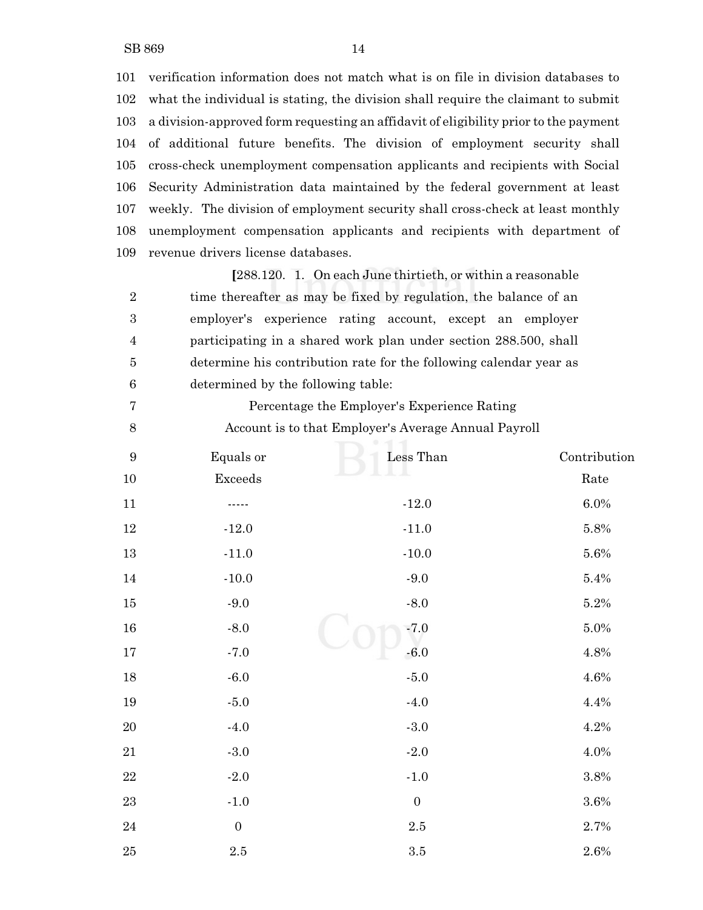verification information does not match what is on file in division databases to what the individual is stating, the division shall require the claimant to submit a division-approved form requesting an affidavit of eligibility prior to the payment of additional future benefits. The division of employment security shall cross-check unemployment compensation applicants and recipients with Social Security Administration data maintained by the federal government at least weekly. The division of employment security shall cross-check at least monthly unemployment compensation applicants and recipients with department of revenue drivers license databases.

[288.120. 1. On each June thirtieth, or within a reasonable time thereafter as may be fixed by regulation, the balance of an employer's experience rating account, except an employer participating in a shared work plan under section 288.500, shall determine his contribution rate for the following calendar year as determined by the following table:

Percentage the Employer's Experience Rating Account is to that Employer's Average Annual Payroll

| Equals or Exceeds | Less Than | Contribution Rate |
|---|---|---|
| ----- | -12.0 | 6.0% |
| -12.0 | -11.0 | 5.8% |
| -11.0 | -10.0 | 5.6% |
| -10.0 | -9.0 | 5.4% |
| -9.0 | -8.0 | 5.2% |
| -8.0 | -7.0 | 5.0% |
| -7.0 | -6.0 | 4.8% |
| -6.0 | -5.0 | 4.6% |
| -5.0 | -4.0 | 4.4% |
| -4.0 | -3.0 | 4.2% |
| -3.0 | -2.0 | 4.0% |
| -2.0 | -1.0 | 3.8% |
| -1.0 | 0 | 3.6% |
| 0 | 2.5 | 2.7% |
| 2.5 | 3.5 | 2.6% |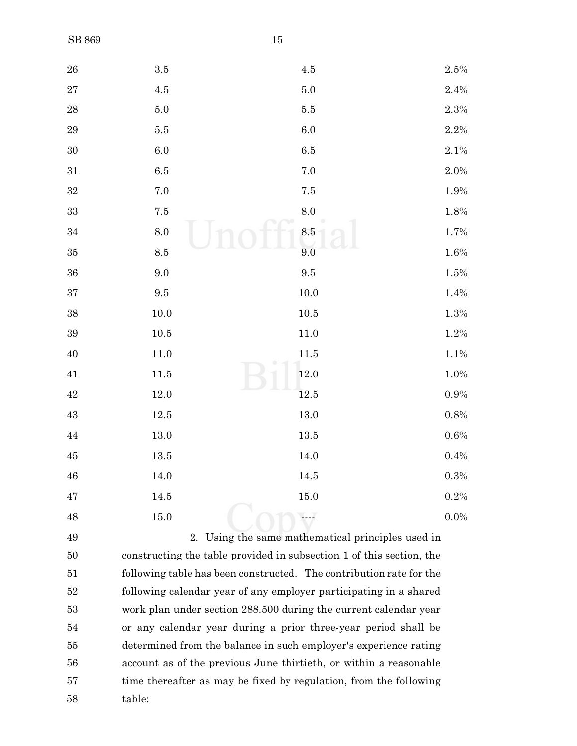| | | |
|---|---|---|
| 3.5 | 4.5 | 2.5% |
| 4.5 | 5.0 | 2.4% |
| 5.0 | 5.5 | 2.3% |
| 5.5 | 6.0 | 2.2% |
| 6.0 | 6.5 | 2.1% |
| 6.5 | 7.0 | 2.0% |
| 7.0 | 7.5 | 1.9% |
| 7.5 | 8.0 | 1.8% |
| 8.0 | 8.5 | 1.7% |
| 8.5 | 9.0 | 1.6% |
| 9.0 | 9.5 | 1.5% |
| 9.5 | 10.0 | 1.4% |
| 10.0 | 10.5 | 1.3% |
| 10.5 | 11.0 | 1.2% |
| 11.0 | 11.5 | 1.1% |
| 11.5 | 12.0 | 1.0% |
| 12.0 | 12.5 | 0.9% |
| 12.5 | 13.0 | 0.8% |
| 13.0 | 13.5 | 0.6% |
| 13.5 | 14.0 | 0.4% |
| 14.0 | 14.5 | 0.3% |
| 14.5 | 15.0 | 0.2% |
| 15.0 | ---- | 0.0% |

2. Using the same mathematical principles used in constructing the table provided in subsection 1 of this section, the following table has been constructed. The contribution rate for the following calendar year of any employer participating in a shared work plan under section 288.500 during the current calendar year or any calendar year during a prior three-year period shall be determined from the balance in such employer's experience rating account as of the previous June thirtieth, or within a reasonable time thereafter as may be fixed by regulation, from the following table: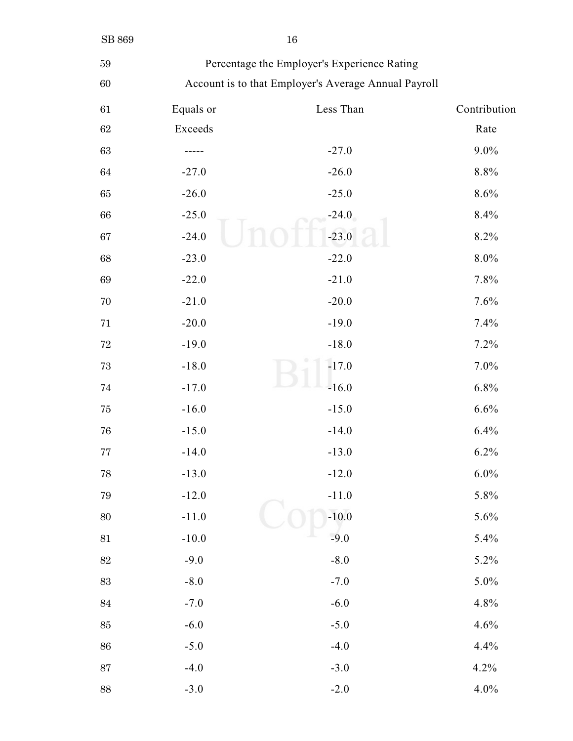Percentage the Employer's Experience Rating
Account is to that Employer's Average Annual Payroll

| Equals or Exceeds | Less Than | Contribution Rate |
|---|---|---|
| ----- | -27.0 | 9.0% |
| -27.0 | -26.0 | 8.8% |
| -26.0 | -25.0 | 8.6% |
| -25.0 | -24.0 | 8.4% |
| -24.0 | -23.0 | 8.2% |
| -23.0 | -22.0 | 8.0% |
| -22.0 | -21.0 | 7.8% |
| -21.0 | -20.0 | 7.6% |
| -20.0 | -19.0 | 7.4% |
| -19.0 | -18.0 | 7.2% |
| -18.0 | -17.0 | 7.0% |
| -17.0 | -16.0 | 6.8% |
| -16.0 | -15.0 | 6.6% |
| -15.0 | -14.0 | 6.4% |
| -14.0 | -13.0 | 6.2% |
| -13.0 | -12.0 | 6.0% |
| -12.0 | -11.0 | 5.8% |
| -11.0 | -10.0 | 5.6% |
| -10.0 | -9.0 | 5.4% |
| -9.0 | -8.0 | 5.2% |
| -8.0 | -7.0 | 5.0% |
| -7.0 | -6.0 | 4.8% |
| -6.0 | -5.0 | 4.6% |
| -5.0 | -4.0 | 4.4% |
| -4.0 | -3.0 | 4.2% |
| -3.0 | -2.0 | 4.0% |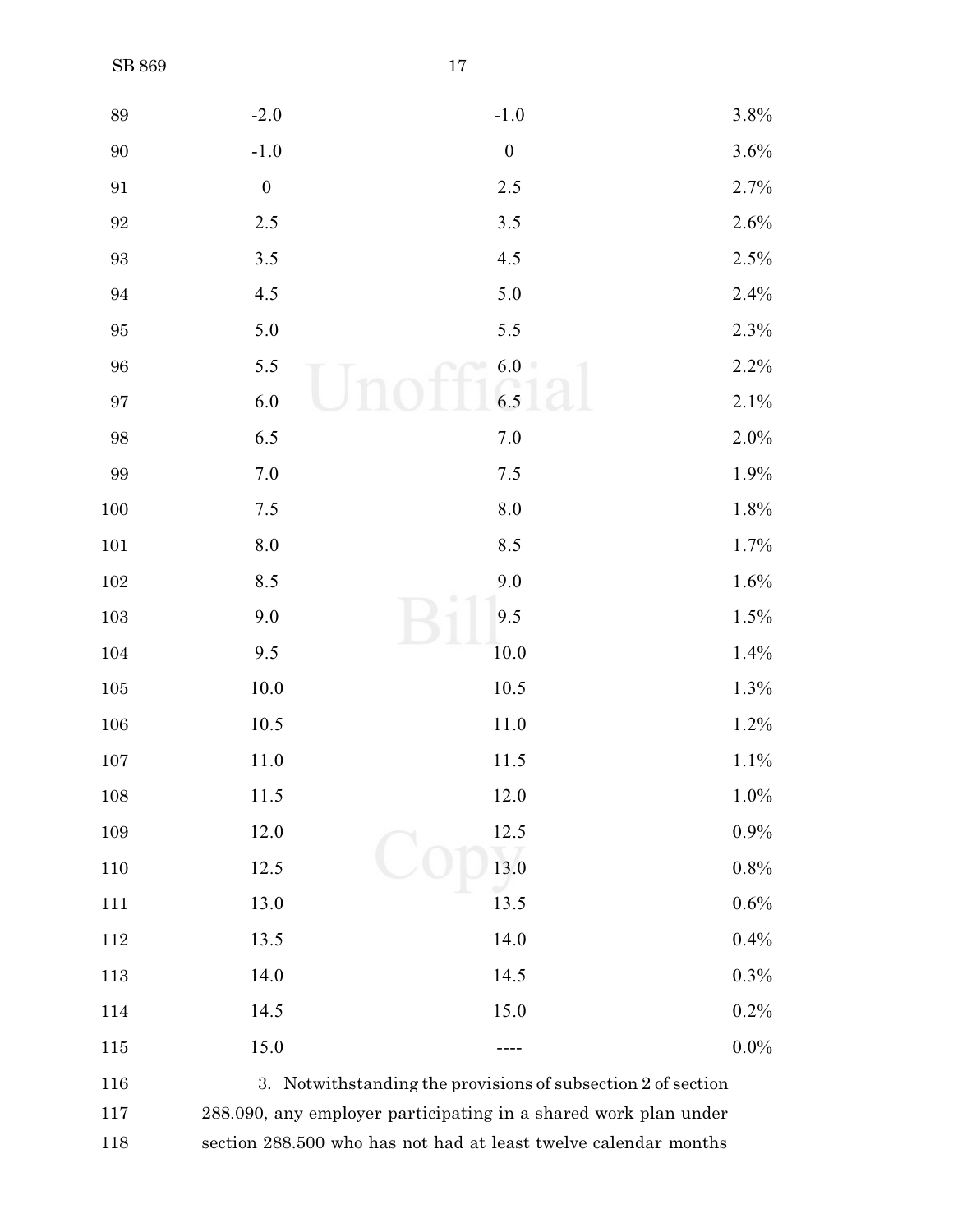| | | | |
|---|---|---|---|
| 89 | -2.0 | -1.0 | 3.8% |
| 90 | -1.0 | 0 | 3.6% |
| 91 | 0 | 2.5 | 2.7% |
| 92 | 2.5 | 3.5 | 2.6% |
| 93 | 3.5 | 4.5 | 2.5% |
| 94 | 4.5 | 5.0 | 2.4% |
| 95 | 5.0 | 5.5 | 2.3% |
| 96 | 5.5 | 6.0 | 2.2% |
| 97 | 6.0 | 6.5 | 2.1% |
| 98 | 6.5 | 7.0 | 2.0% |
| 99 | 7.0 | 7.5 | 1.9% |
| 100 | 7.5 | 8.0 | 1.8% |
| 101 | 8.0 | 8.5 | 1.7% |
| 102 | 8.5 | 9.0 | 1.6% |
| 103 | 9.0 | 9.5 | 1.5% |
| 104 | 9.5 | 10.0 | 1.4% |
| 105 | 10.0 | 10.5 | 1.3% |
| 106 | 10.5 | 11.0 | 1.2% |
| 107 | 11.0 | 11.5 | 1.1% |
| 108 | 11.5 | 12.0 | 1.0% |
| 109 | 12.0 | 12.5 | 0.9% |
| 110 | 12.5 | 13.0 | 0.8% |
| 111 | 13.0 | 13.5 | 0.6% |
| 112 | 13.5 | 14.0 | 0.4% |
| 113 | 14.0 | 14.5 | 0.3% |
| 114 | 14.5 | 15.0 | 0.2% |
| 115 | 15.0 | ---- | 0.0% |

116 3. Notwithstanding the provisions of subsection 2 of section
117 288.090, any employer participating in a shared work plan under
118 section 288.500 who has not had at least twelve calendar months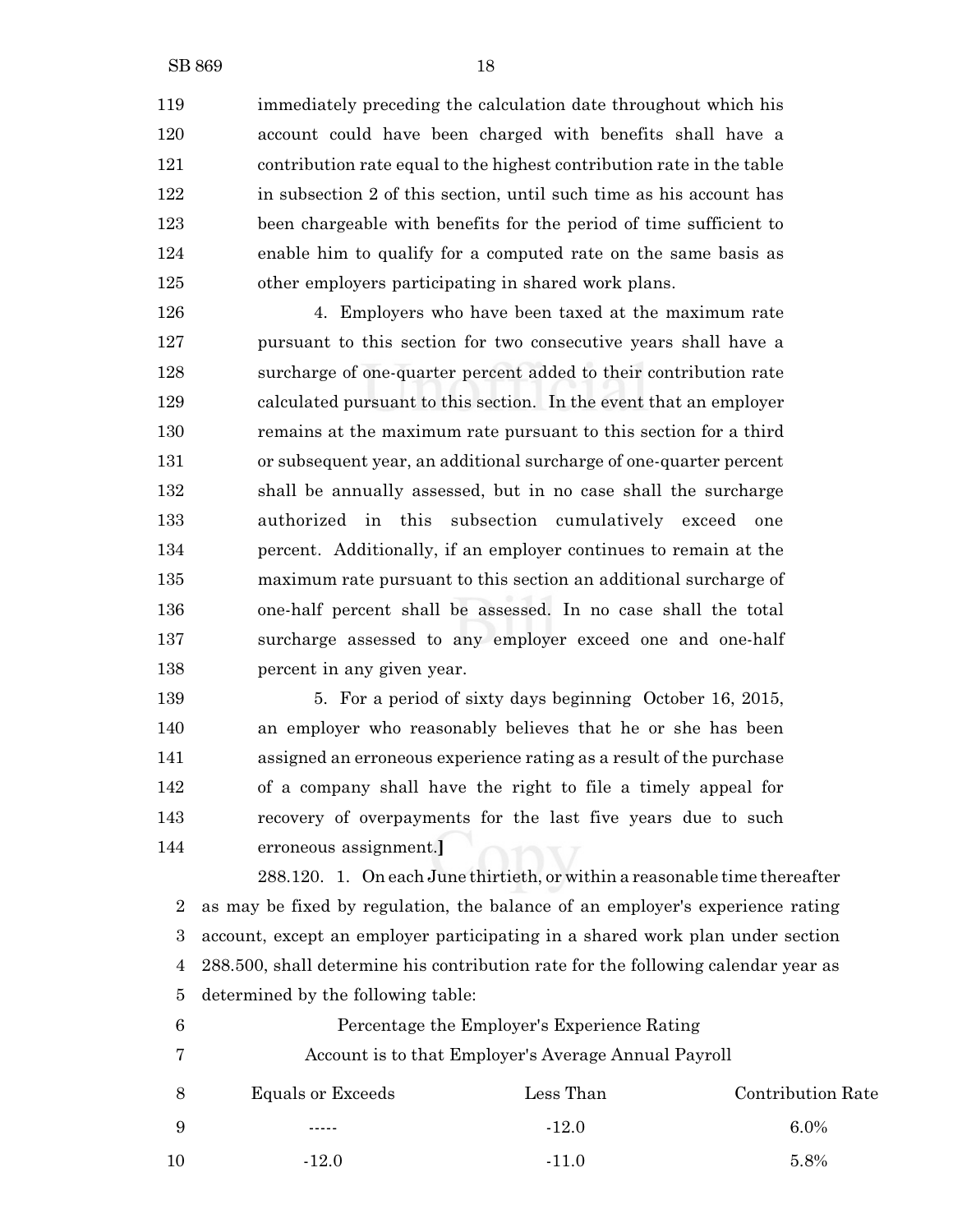immediately preceding the calculation date throughout which his account could have been charged with benefits shall have a contribution rate equal to the highest contribution rate in the table in subsection 2 of this section, until such time as his account has been chargeable with benefits for the period of time sufficient to enable him to qualify for a computed rate on the same basis as other employers participating in shared work plans.

4. Employers who have been taxed at the maximum rate pursuant to this section for two consecutive years shall have a surcharge of one-quarter percent added to their contribution rate calculated pursuant to this section. In the event that an employer remains at the maximum rate pursuant to this section for a third or subsequent year, an additional surcharge of one-quarter percent shall be annually assessed, but in no case shall the surcharge authorized in this subsection cumulatively exceed one percent. Additionally, if an employer continues to remain at the maximum rate pursuant to this section an additional surcharge of one-half percent shall be assessed. In no case shall the total surcharge assessed to any employer exceed one and one-half percent in any given year.

5. For a period of sixty days beginning October 16, 2015, an employer who reasonably believes that he or she has been assigned an erroneous experience rating as a result of the purchase of a company shall have the right to file a timely appeal for recovery of overpayments for the last five years due to such erroneous assignment.**]**

288.120. 1. On each June thirtieth, or within a reasonable time thereafter as may be fixed by regulation, the balance of an employer's experience rating account, except an employer participating in a shared work plan under section 288.500, shall determine his contribution rate for the following calendar year as determined by the following table:

Percentage the Employer's Experience Rating Account is to that Employer's Average Annual Payroll

| Equals or Exceeds | Less Than | Contribution Rate |
|---|---|---|
| ----- | -12.0 | 6.0% |
| -12.0 | -11.0 | 5.8% |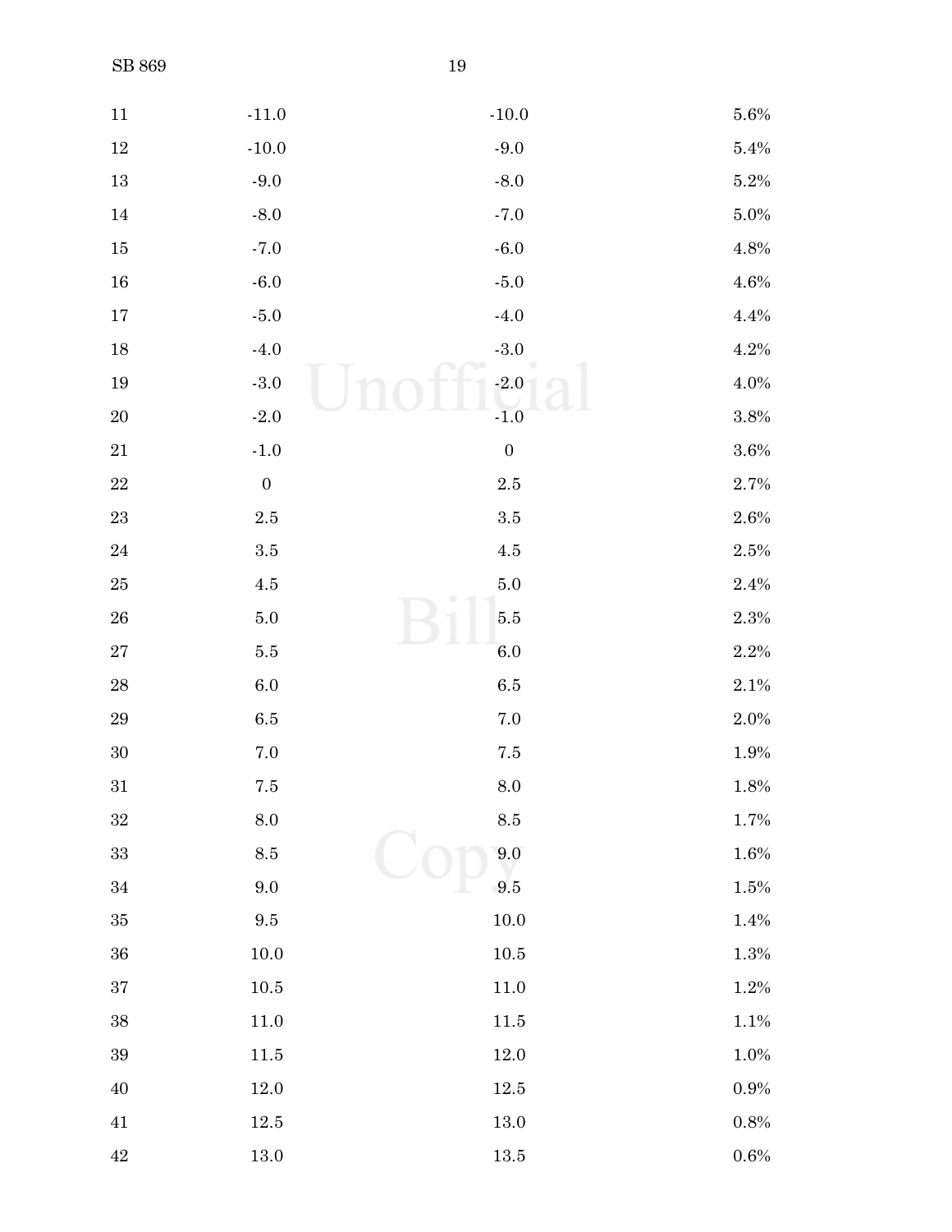| | | |
|---|---|---|
| -11.0 | -10.0 | 5.6% |
| -10.0 | -9.0 | 5.4% |
| -9.0 | -8.0 | 5.2% |
| -8.0 | -7.0 | 5.0% |
| -7.0 | -6.0 | 4.8% |
| -6.0 | -5.0 | 4.6% |
| -5.0 | -4.0 | 4.4% |
| -4.0 | -3.0 | 4.2% |
| -3.0 | -2.0 | 4.0% |
| -2.0 | -1.0 | 3.8% |
| -1.0 | 0 | 3.6% |
| 0 | 2.5 | 2.7% |
| 2.5 | 3.5 | 2.6% |
| 3.5 | 4.5 | 2.5% |
| 4.5 | 5.0 | 2.4% |
| 5.0 | 5.5 | 2.3% |
| 5.5 | 6.0 | 2.2% |
| 6.0 | 6.5 | 2.1% |
| 6.5 | 7.0 | 2.0% |
| 7.0 | 7.5 | 1.9% |
| 7.5 | 8.0 | 1.8% |
| 8.0 | 8.5 | 1.7% |
| 8.5 | 9.0 | 1.6% |
| 9.0 | 9.5 | 1.5% |
| 9.5 | 10.0 | 1.4% |
| 10.0 | 10.5 | 1.3% |
| 10.5 | 11.0 | 1.2% |
| 11.0 | 11.5 | 1.1% |
| 11.5 | 12.0 | 1.0% |
| 12.0 | 12.5 | 0.9% |
| 12.5 | 13.0 | 0.8% |
| 13.0 | 13.5 | 0.6% |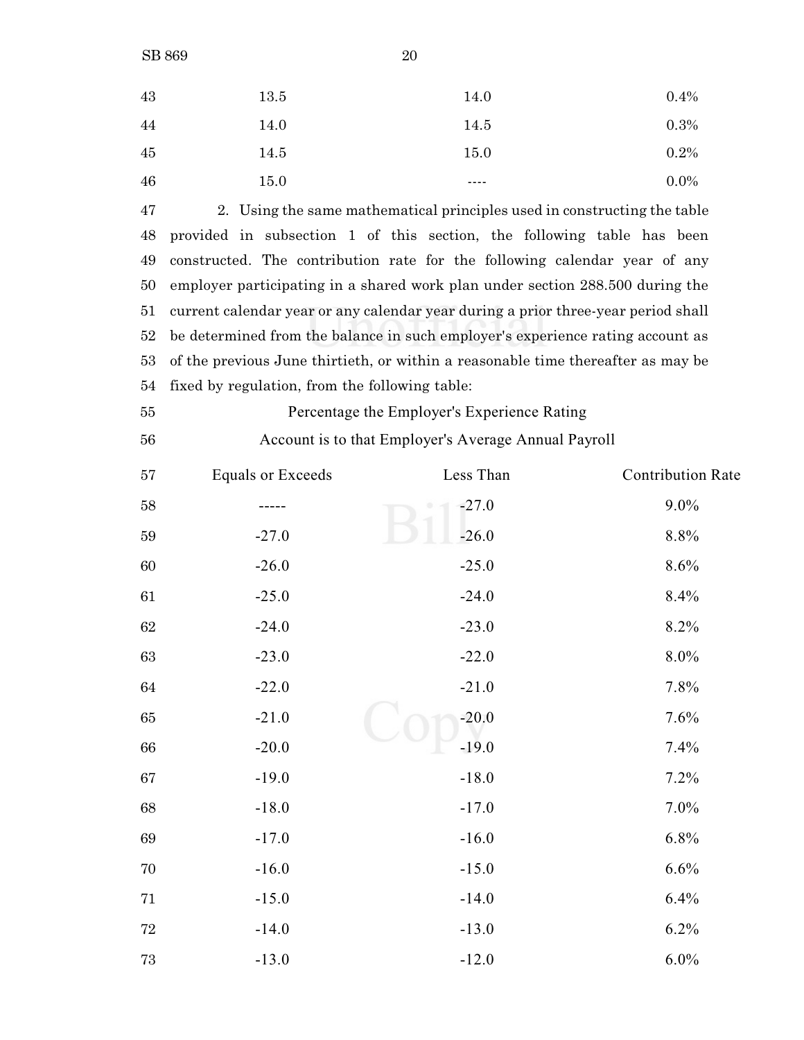| | | |
|---|---|---|
| 13.5 | 14.0 | 0.4% |
| 14.0 | 14.5 | 0.3% |
| 14.5 | 15.0 | 0.2% |
| 15.0 | ---- | 0.0% |

2. Using the same mathematical principles used in constructing the table provided in subsection 1 of this section, the following table has been constructed. The contribution rate for the following calendar year of any employer participating in a shared work plan under section 288.500 during the current calendar year or any calendar year during a prior three-year period shall be determined from the balance in such employer's experience rating account as of the previous June thirtieth, or within a reasonable time thereafter as may be fixed by regulation, from the following table:

Percentage the Employer's Experience Rating Account is to that Employer's Average Annual Payroll

| Equals or Exceeds | Less Than | Contribution Rate |
|---|---|---|
| ----- | -27.0 | 9.0% |
| -27.0 | -26.0 | 8.8% |
| -26.0 | -25.0 | 8.6% |
| -25.0 | -24.0 | 8.4% |
| -24.0 | -23.0 | 8.2% |
| -23.0 | -22.0 | 8.0% |
| -22.0 | -21.0 | 7.8% |
| -21.0 | -20.0 | 7.6% |
| -20.0 | -19.0 | 7.4% |
| -19.0 | -18.0 | 7.2% |
| -18.0 | -17.0 | 7.0% |
| -17.0 | -16.0 | 6.8% |
| -16.0 | -15.0 | 6.6% |
| -15.0 | -14.0 | 6.4% |
| -14.0 | -13.0 | 6.2% |
| -13.0 | -12.0 | 6.0% |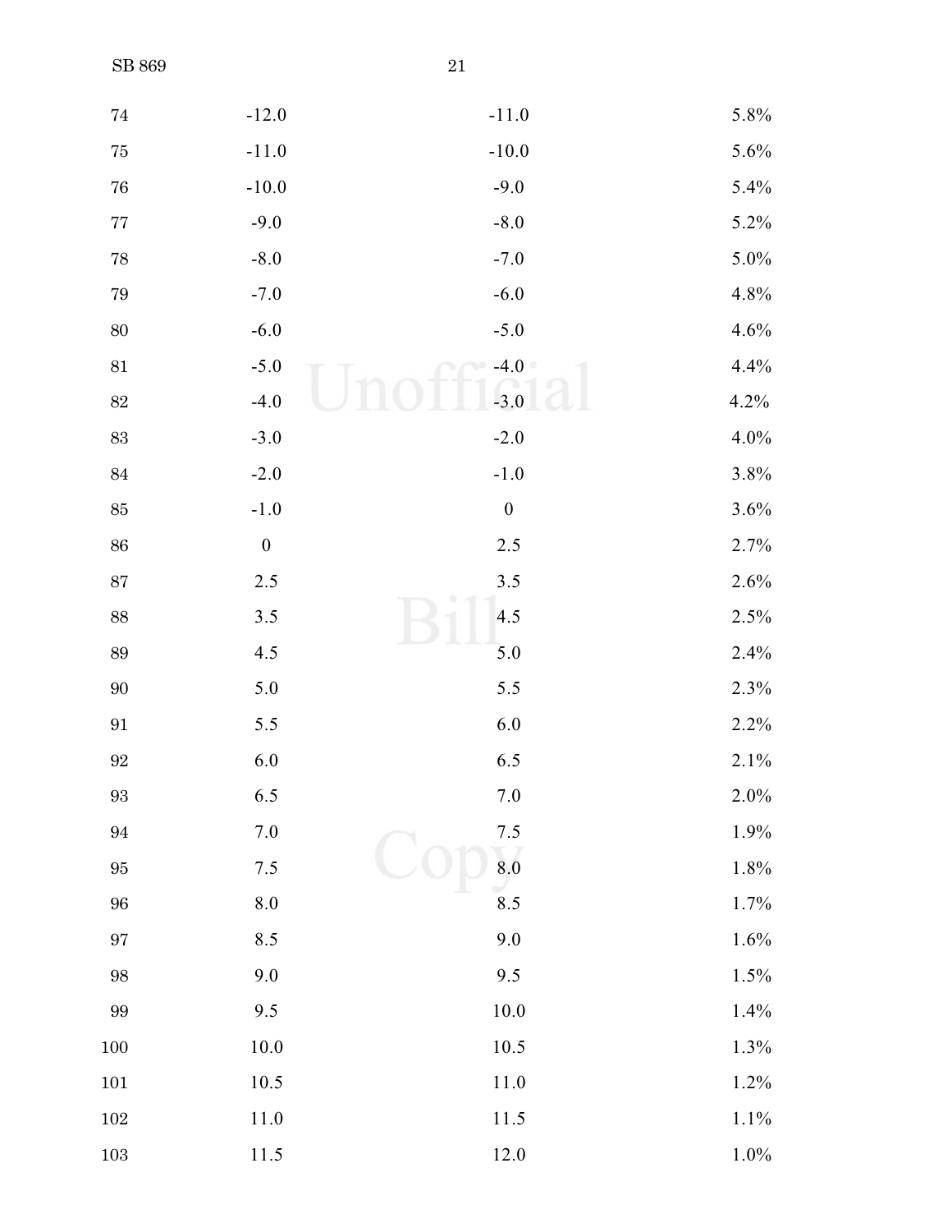| | | | |
|---|---|---|---|
| 74 | -12.0 | -11.0 | 5.8% |
| 75 | -11.0 | -10.0 | 5.6% |
| 76 | -10.0 | -9.0 | 5.4% |
| 77 | -9.0 | -8.0 | 5.2% |
| 78 | -8.0 | -7.0 | 5.0% |
| 79 | -7.0 | -6.0 | 4.8% |
| 80 | -6.0 | -5.0 | 4.6% |
| 81 | -5.0 | -4.0 | 4.4% |
| 82 | -4.0 | -3.0 | 4.2% |
| 83 | -3.0 | -2.0 | 4.0% |
| 84 | -2.0 | -1.0 | 3.8% |
| 85 | -1.0 | 0 | 3.6% |
| 86 | 0 | 2.5 | 2.7% |
| 87 | 2.5 | 3.5 | 2.6% |
| 88 | 3.5 | 4.5 | 2.5% |
| 89 | 4.5 | 5.0 | 2.4% |
| 90 | 5.0 | 5.5 | 2.3% |
| 91 | 5.5 | 6.0 | 2.2% |
| 92 | 6.0 | 6.5 | 2.1% |
| 93 | 6.5 | 7.0 | 2.0% |
| 94 | 7.0 | 7.5 | 1.9% |
| 95 | 7.5 | 8.0 | 1.8% |
| 96 | 8.0 | 8.5 | 1.7% |
| 97 | 8.5 | 9.0 | 1.6% |
| 98 | 9.0 | 9.5 | 1.5% |
| 99 | 9.5 | 10.0 | 1.4% |
| 100 | 10.0 | 10.5 | 1.3% |
| 101 | 10.5 | 11.0 | 1.2% |
| 102 | 11.0 | 11.5 | 1.1% |
| 103 | 11.5 | 12.0 | 1.0% |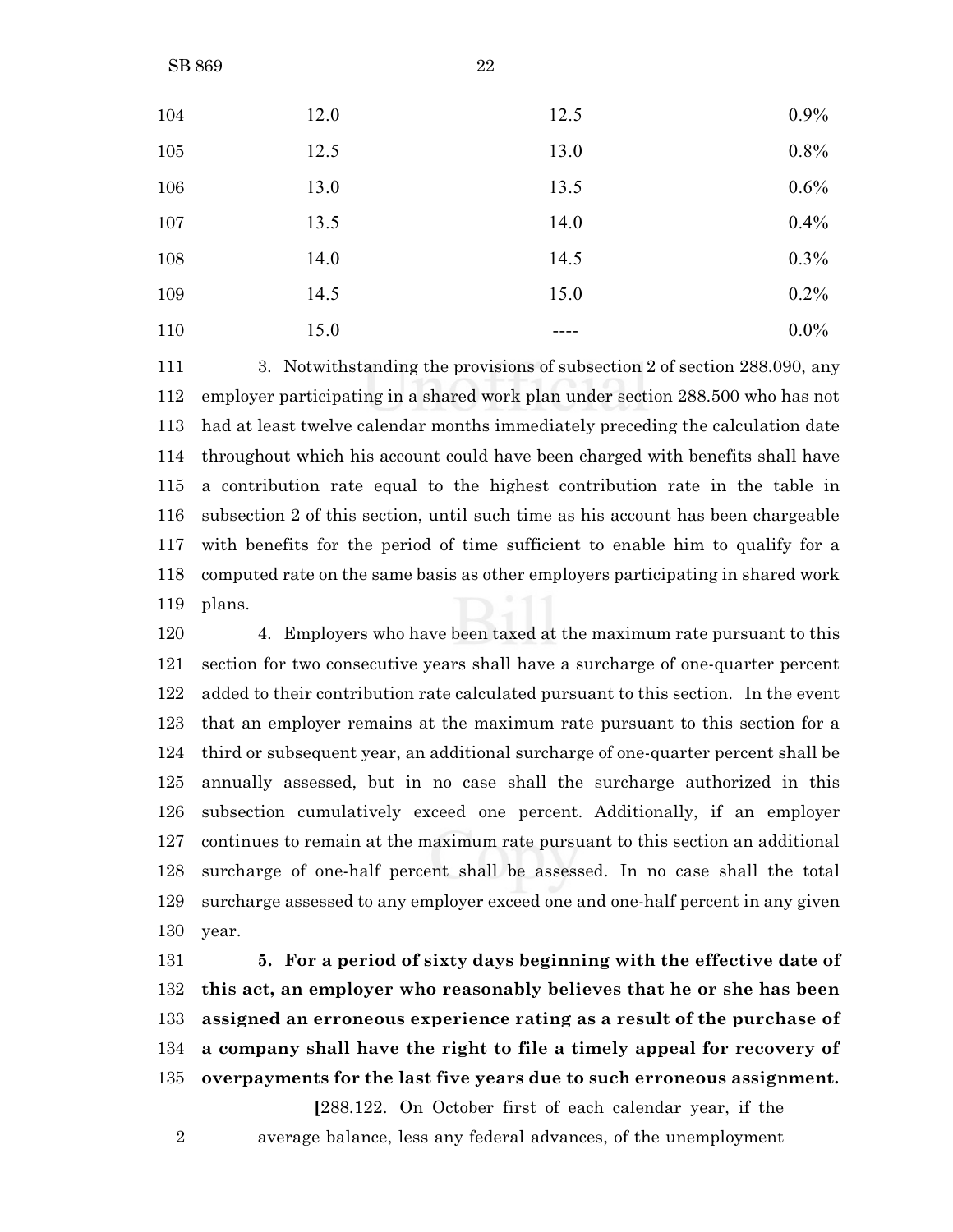| 104 | 12.0 | 12.5 | 0.9% |
|---|---|---|---|
| 105 | 12.5 | 13.0 | 0.8% |
| 106 | 13.0 | 13.5 | 0.6% |
| 107 | 13.5 | 14.0 | 0.4% |
| 108 | 14.0 | 14.5 | 0.3% |
| 109 | 14.5 | 15.0 | 0.2% |
| 110 | 15.0 | ---- | 0.0% |

111 3. Notwithstanding the provisions of subsection 2 of section 288.090, any
112 employer participating in a shared work plan under section 288.500 who has not
113 had at least twelve calendar months immediately preceding the calculation date
114 throughout which his account could have been charged with benefits shall have
115 a contribution rate equal to the highest contribution rate in the table in
116 subsection 2 of this section, until such time as his account has been chargeable
117 with benefits for the period of time sufficient to enable him to qualify for a
118 computed rate on the same basis as other employers participating in shared work
119 plans.

120 4. Employers who have been taxed at the maximum rate pursuant to this
121 section for two consecutive years shall have a surcharge of one-quarter percent
122 added to their contribution rate calculated pursuant to this section. In the event
123 that an employer remains at the maximum rate pursuant to this section for a
124 third or subsequent year, an additional surcharge of one-quarter percent shall be
125 annually assessed, but in no case shall the surcharge authorized in this
126 subsection cumulatively exceed one percent. Additionally, if an employer
127 continues to remain at the maximum rate pursuant to this section an additional
128 surcharge of one-half percent shall be assessed. In no case shall the total
129 surcharge assessed to any employer exceed one and one-half percent in any given
130 year.

131 **5. For a period of sixty days beginning with the effective date of**
132 **this act, an employer who reasonably believes that he or she has been**
133 **assigned an erroneous experience rating as a result of the purchase of**
134 **a company shall have the right to file a timely appeal for recovery of**
135 **overpayments for the last five years due to such erroneous assignment.**

[288.122. On October first of each calendar year, if the
2 average balance, less any federal advances, of the unemployment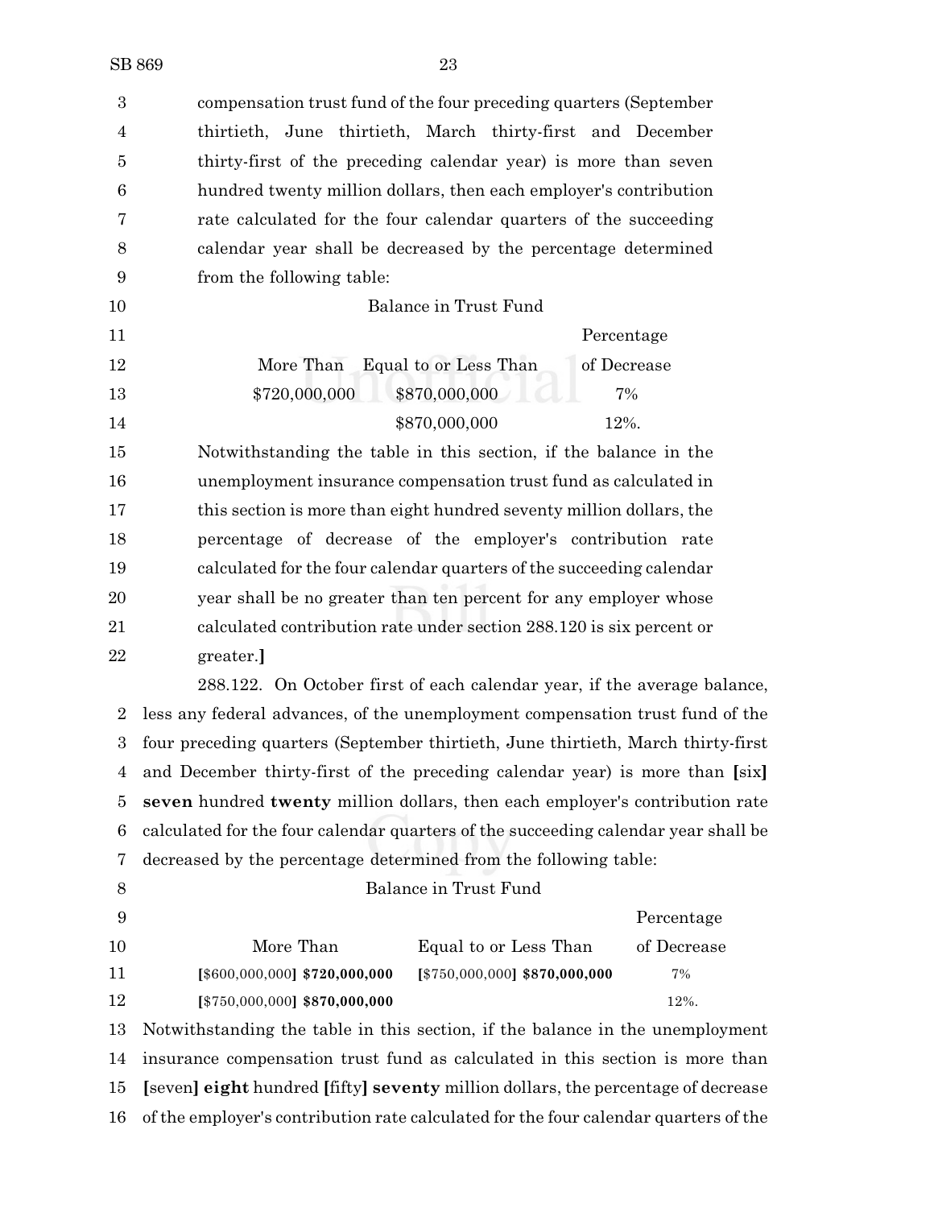compensation trust fund of the four preceding quarters (September thirtieth, June thirtieth, March thirty-first and December thirty-first of the preceding calendar year) is more than seven hundred twenty million dollars, then each employer's contribution rate calculated for the four calendar quarters of the succeeding calendar year shall be decreased by the percentage determined from the following table:

Balance in Trust Fund

| More Than | Equal to or Less Than | Percentage of Decrease |
|---|---|---|
| $720,000,000 | $870,000,000 | 7% |
| | $870,000,000 | 12%. |

Notwithstanding the table in this section, if the balance in the unemployment insurance compensation trust fund as calculated in this section is more than eight hundred seventy million dollars, the percentage of decrease of the employer's contribution rate calculated for the four calendar quarters of the succeeding calendar year shall be no greater than ten percent for any employer whose calculated contribution rate under section 288.120 is six percent or greater.**]**

288.122. On October first of each calendar year, if the average balance, less any federal advances, of the unemployment compensation trust fund of the four preceding quarters (September thirtieth, June thirtieth, March thirty-first and December thirty-first of the preceding calendar year) is more than **[**six**]** **seven** hundred **twenty** million dollars, then each employer's contribution rate calculated for the four calendar quarters of the succeeding calendar year shall be decreased by the percentage determined from the following table:

Balance in Trust Fund

| More Than | Equal to or Less Than | Percentage of Decrease |
|---|---|---|
| **[**$600,000,000**]** **$720,000,000** | **[**$750,000,000**]** **$870,000,000** | 7% |
| **[**$750,000,000**]** **$870,000,000** | | 12%. |

Notwithstanding the table in this section, if the balance in the unemployment insurance compensation trust fund as calculated in this section is more than **[**seven**]** **eight** hundred **[**fifty**]** **seventy** million dollars, the percentage of decrease of the employer's contribution rate calculated for the four calendar quarters of the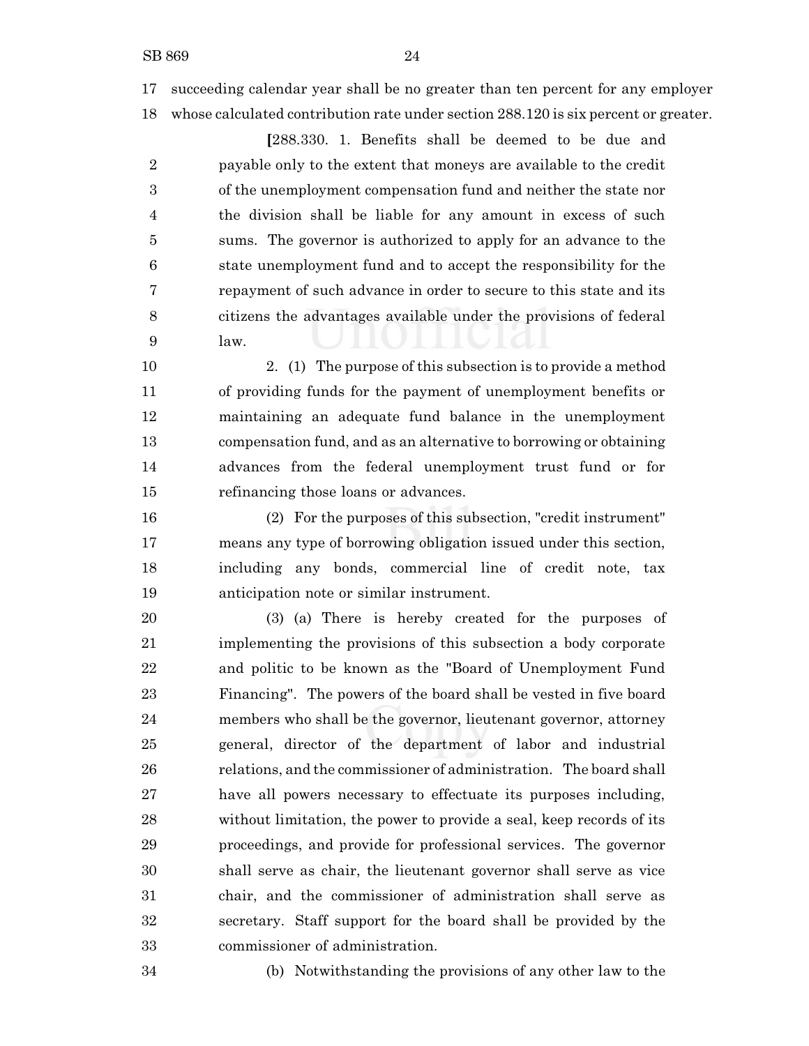succeeding calendar year shall be no greater than ten percent for any employer whose calculated contribution rate under section 288.120 is six percent or greater.

[288.330. 1. Benefits shall be deemed to be due and payable only to the extent that moneys are available to the credit of the unemployment compensation fund and neither the state nor the division shall be liable for any amount in excess of such sums. The governor is authorized to apply for an advance to the state unemployment fund and to accept the responsibility for the repayment of such advance in order to secure to this state and its citizens the advantages available under the provisions of federal law.

2. (1) The purpose of this subsection is to provide a method of providing funds for the payment of unemployment benefits or maintaining an adequate fund balance in the unemployment compensation fund, and as an alternative to borrowing or obtaining advances from the federal unemployment trust fund or for refinancing those loans or advances.

(2) For the purposes of this subsection, "credit instrument" means any type of borrowing obligation issued under this section, including any bonds, commercial line of credit note, tax anticipation note or similar instrument.

(3) (a) There is hereby created for the purposes of implementing the provisions of this subsection a body corporate and politic to be known as the "Board of Unemployment Fund Financing". The powers of the board shall be vested in five board members who shall be the governor, lieutenant governor, attorney general, director of the department of labor and industrial relations, and the commissioner of administration. The board shall have all powers necessary to effectuate its purposes including, without limitation, the power to provide a seal, keep records of its proceedings, and provide for professional services. The governor shall serve as chair, the lieutenant governor shall serve as vice chair, and the commissioner of administration shall serve as secretary. Staff support for the board shall be provided by the commissioner of administration.

(b) Notwithstanding the provisions of any other law to the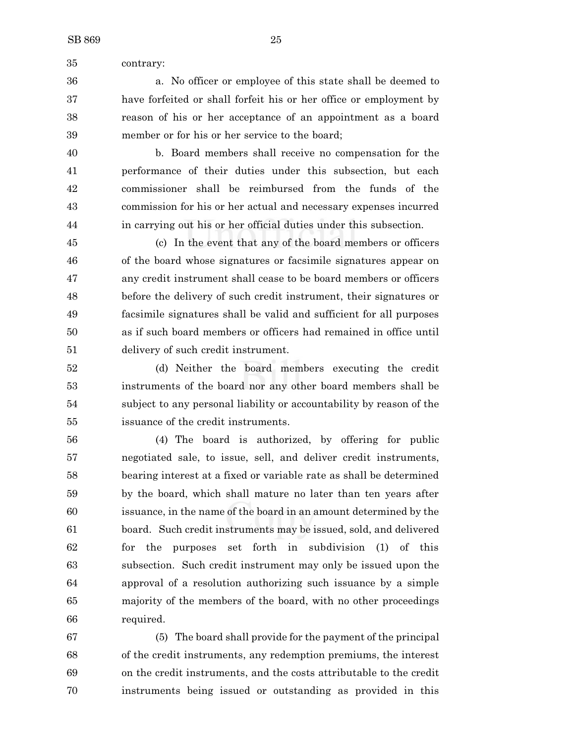contrary:

a. No officer or employee of this state shall be deemed to have forfeited or shall forfeit his or her office or employment by reason of his or her acceptance of an appointment as a board member or for his or her service to the board;

b. Board members shall receive no compensation for the performance of their duties under this subsection, but each commissioner shall be reimbursed from the funds of the commission for his or her actual and necessary expenses incurred in carrying out his or her official duties under this subsection.

(c) In the event that any of the board members or officers of the board whose signatures or facsimile signatures appear on any credit instrument shall cease to be board members or officers before the delivery of such credit instrument, their signatures or facsimile signatures shall be valid and sufficient for all purposes as if such board members or officers had remained in office until delivery of such credit instrument.

(d) Neither the board members executing the credit instruments of the board nor any other board members shall be subject to any personal liability or accountability by reason of the issuance of the credit instruments.

(4) The board is authorized, by offering for public negotiated sale, to issue, sell, and deliver credit instruments, bearing interest at a fixed or variable rate as shall be determined by the board, which shall mature no later than ten years after issuance, in the name of the board in an amount determined by the board. Such credit instruments may be issued, sold, and delivered for the purposes set forth in subdivision (1) of this subsection. Such credit instrument may only be issued upon the approval of a resolution authorizing such issuance by a simple majority of the members of the board, with no other proceedings required.

(5) The board shall provide for the payment of the principal of the credit instruments, any redemption premiums, the interest on the credit instruments, and the costs attributable to the credit instruments being issued or outstanding as provided in this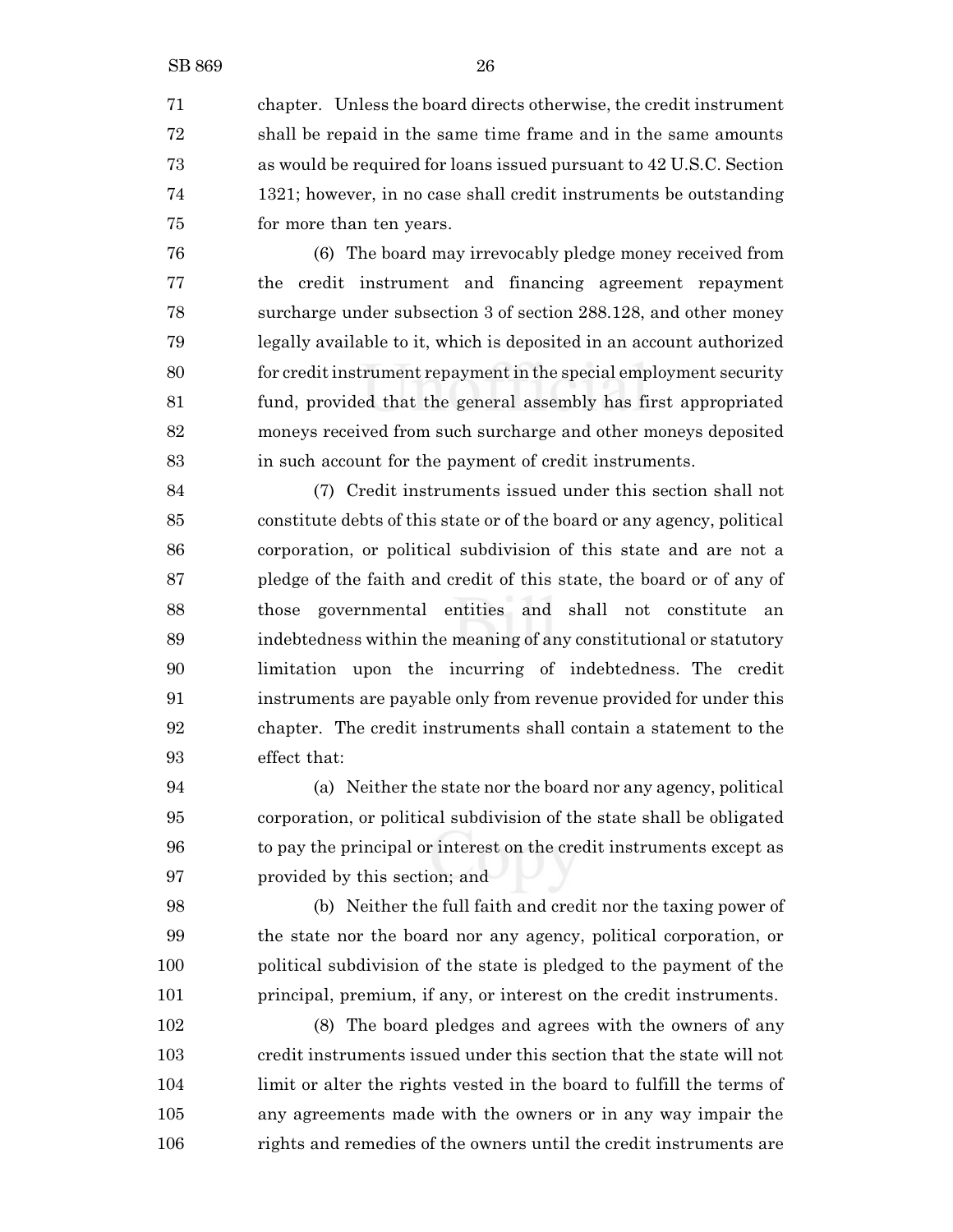chapter. Unless the board directs otherwise, the credit instrument shall be repaid in the same time frame and in the same amounts as would be required for loans issued pursuant to 42 U.S.C. Section 1321; however, in no case shall credit instruments be outstanding for more than ten years.

(6) The board may irrevocably pledge money received from the credit instrument and financing agreement repayment surcharge under subsection 3 of section 288.128, and other money legally available to it, which is deposited in an account authorized for credit instrument repayment in the special employment security fund, provided that the general assembly has first appropriated moneys received from such surcharge and other moneys deposited in such account for the payment of credit instruments.

(7) Credit instruments issued under this section shall not constitute debts of this state or of the board or any agency, political corporation, or political subdivision of this state and are not a pledge of the faith and credit of this state, the board or of any of those governmental entities and shall not constitute an indebtedness within the meaning of any constitutional or statutory limitation upon the incurring of indebtedness. The credit instruments are payable only from revenue provided for under this chapter. The credit instruments shall contain a statement to the effect that:

(a) Neither the state nor the board nor any agency, political corporation, or political subdivision of the state shall be obligated to pay the principal or interest on the credit instruments except as provided by this section; and

(b) Neither the full faith and credit nor the taxing power of the state nor the board nor any agency, political corporation, or political subdivision of the state is pledged to the payment of the principal, premium, if any, or interest on the credit instruments.

(8) The board pledges and agrees with the owners of any credit instruments issued under this section that the state will not limit or alter the rights vested in the board to fulfill the terms of any agreements made with the owners or in any way impair the rights and remedies of the owners until the credit instruments are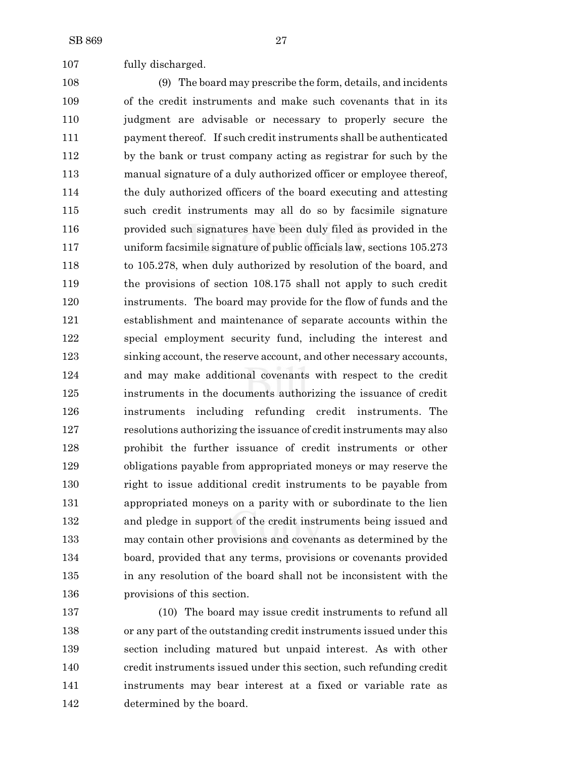fully discharged.

(9) The board may prescribe the form, details, and incidents of the credit instruments and make such covenants that in its judgment are advisable or necessary to properly secure the payment thereof. If such credit instruments shall be authenticated by the bank or trust company acting as registrar for such by the manual signature of a duly authorized officer or employee thereof, the duly authorized officers of the board executing and attesting such credit instruments may all do so by facsimile signature provided such signatures have been duly filed as provided in the uniform facsimile signature of public officials law, sections 105.273 to 105.278, when duly authorized by resolution of the board, and the provisions of section 108.175 shall not apply to such credit instruments. The board may provide for the flow of funds and the establishment and maintenance of separate accounts within the special employment security fund, including the interest and sinking account, the reserve account, and other necessary accounts, and may make additional covenants with respect to the credit instruments in the documents authorizing the issuance of credit instruments including refunding credit instruments. The resolutions authorizing the issuance of credit instruments may also prohibit the further issuance of credit instruments or other obligations payable from appropriated moneys or may reserve the right to issue additional credit instruments to be payable from appropriated moneys on a parity with or subordinate to the lien and pledge in support of the credit instruments being issued and may contain other provisions and covenants as determined by the board, provided that any terms, provisions or covenants provided in any resolution of the board shall not be inconsistent with the provisions of this section.

(10) The board may issue credit instruments to refund all or any part of the outstanding credit instruments issued under this section including matured but unpaid interest. As with other credit instruments issued under this section, such refunding credit instruments may bear interest at a fixed or variable rate as determined by the board.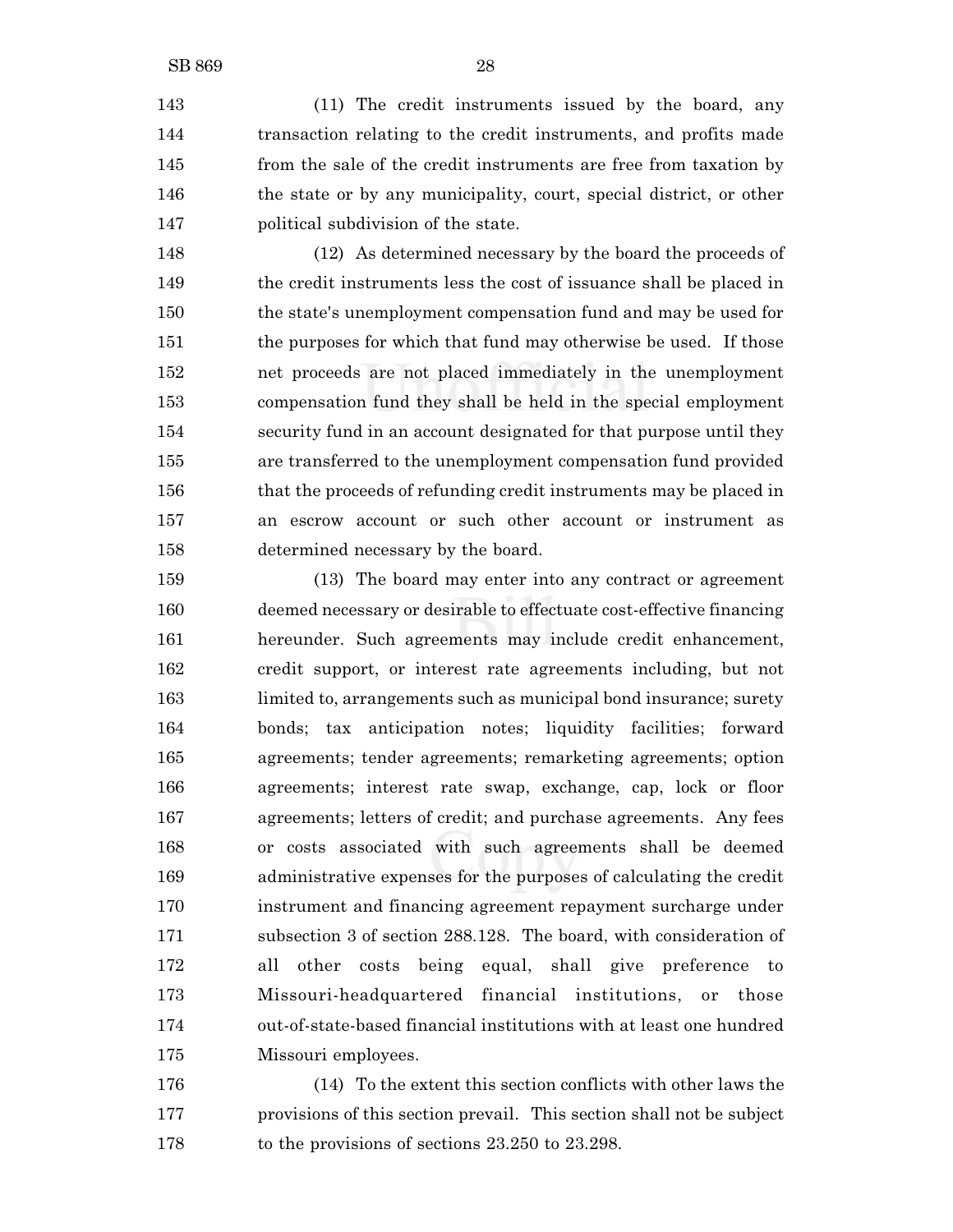(11) The credit instruments issued by the board, any transaction relating to the credit instruments, and profits made from the sale of the credit instruments are free from taxation by the state or by any municipality, court, special district, or other political subdivision of the state.

(12) As determined necessary by the board the proceeds of the credit instruments less the cost of issuance shall be placed in the state's unemployment compensation fund and may be used for the purposes for which that fund may otherwise be used. If those net proceeds are not placed immediately in the unemployment compensation fund they shall be held in the special employment security fund in an account designated for that purpose until they are transferred to the unemployment compensation fund provided that the proceeds of refunding credit instruments may be placed in an escrow account or such other account or instrument as determined necessary by the board.

(13) The board may enter into any contract or agreement deemed necessary or desirable to effectuate cost-effective financing hereunder. Such agreements may include credit enhancement, credit support, or interest rate agreements including, but not limited to, arrangements such as municipal bond insurance; surety bonds; tax anticipation notes; liquidity facilities; forward agreements; tender agreements; remarketing agreements; option agreements; interest rate swap, exchange, cap, lock or floor agreements; letters of credit; and purchase agreements. Any fees or costs associated with such agreements shall be deemed administrative expenses for the purposes of calculating the credit instrument and financing agreement repayment surcharge under subsection 3 of section 288.128. The board, with consideration of all other costs being equal, shall give preference to Missouri-headquartered financial institutions, or those out-of-state-based financial institutions with at least one hundred Missouri employees.

(14) To the extent this section conflicts with other laws the provisions of this section prevail. This section shall not be subject to the provisions of sections 23.250 to 23.298.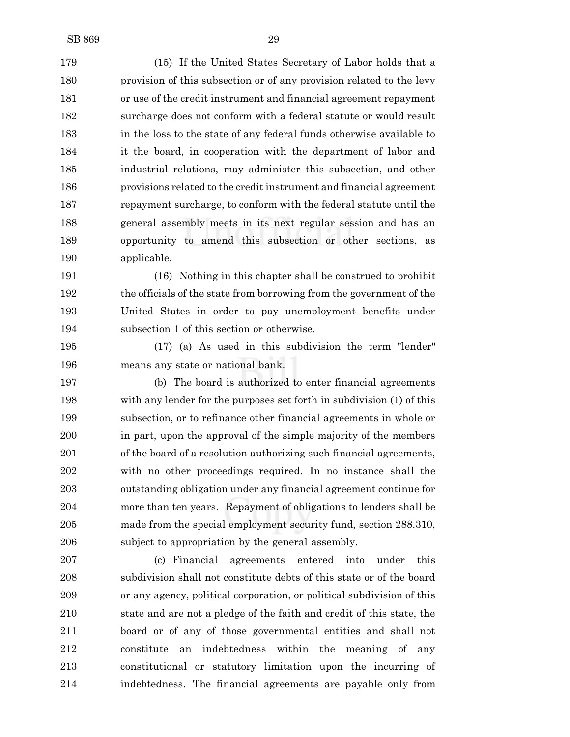(15) If the United States Secretary of Labor holds that a provision of this subsection or of any provision related to the levy or use of the credit instrument and financial agreement repayment surcharge does not conform with a federal statute or would result in the loss to the state of any federal funds otherwise available to it the board, in cooperation with the department of labor and industrial relations, may administer this subsection, and other provisions related to the credit instrument and financial agreement repayment surcharge, to conform with the federal statute until the general assembly meets in its next regular session and has an opportunity to amend this subsection or other sections, as applicable.

(16) Nothing in this chapter shall be construed to prohibit the officials of the state from borrowing from the government of the United States in order to pay unemployment benefits under subsection 1 of this section or otherwise.

(17) (a) As used in this subdivision the term "lender" means any state or national bank.

(b) The board is authorized to enter financial agreements with any lender for the purposes set forth in subdivision (1) of this subsection, or to refinance other financial agreements in whole or in part, upon the approval of the simple majority of the members of the board of a resolution authorizing such financial agreements, with no other proceedings required. In no instance shall the outstanding obligation under any financial agreement continue for more than ten years. Repayment of obligations to lenders shall be made from the special employment security fund, section 288.310, subject to appropriation by the general assembly.

(c) Financial agreements entered into under this subdivision shall not constitute debts of this state or of the board or any agency, political corporation, or political subdivision of this state and are not a pledge of the faith and credit of this state, the board or of any of those governmental entities and shall not constitute an indebtedness within the meaning of any constitutional or statutory limitation upon the incurring of indebtedness. The financial agreements are payable only from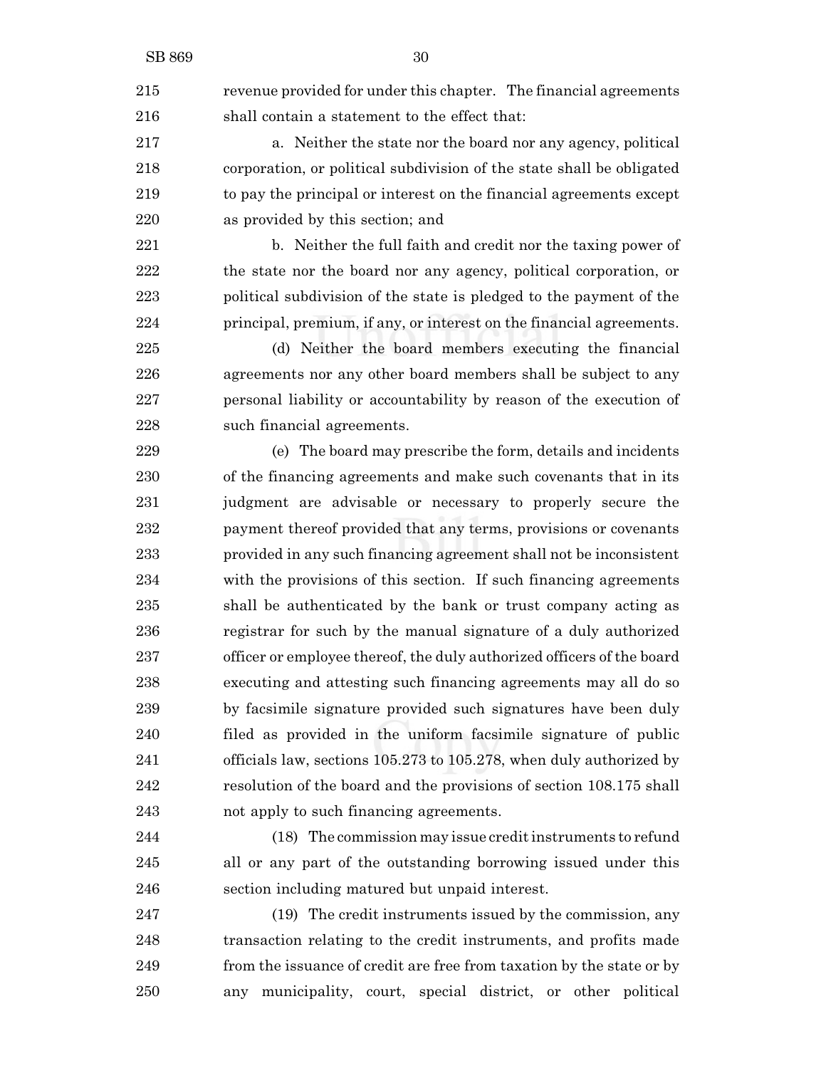revenue provided for under this chapter. The financial agreements shall contain a statement to the effect that:

a. Neither the state nor the board nor any agency, political corporation, or political subdivision of the state shall be obligated to pay the principal or interest on the financial agreements except as provided by this section; and

b. Neither the full faith and credit nor the taxing power of the state nor the board nor any agency, political corporation, or political subdivision of the state is pledged to the payment of the principal, premium, if any, or interest on the financial agreements.

(d) Neither the board members executing the financial agreements nor any other board members shall be subject to any personal liability or accountability by reason of the execution of such financial agreements.

(e) The board may prescribe the form, details and incidents of the financing agreements and make such covenants that in its judgment are advisable or necessary to properly secure the payment thereof provided that any terms, provisions or covenants provided in any such financing agreement shall not be inconsistent with the provisions of this section. If such financing agreements shall be authenticated by the bank or trust company acting as registrar for such by the manual signature of a duly authorized officer or employee thereof, the duly authorized officers of the board executing and attesting such financing agreements may all do so by facsimile signature provided such signatures have been duly filed as provided in the uniform facsimile signature of public officials law, sections 105.273 to 105.278, when duly authorized by resolution of the board and the provisions of section 108.175 shall not apply to such financing agreements.

(18) The commission may issue credit instruments to refund all or any part of the outstanding borrowing issued under this section including matured but unpaid interest.

(19) The credit instruments issued by the commission, any transaction relating to the credit instruments, and profits made from the issuance of credit are free from taxation by the state or by any municipality, court, special district, or other political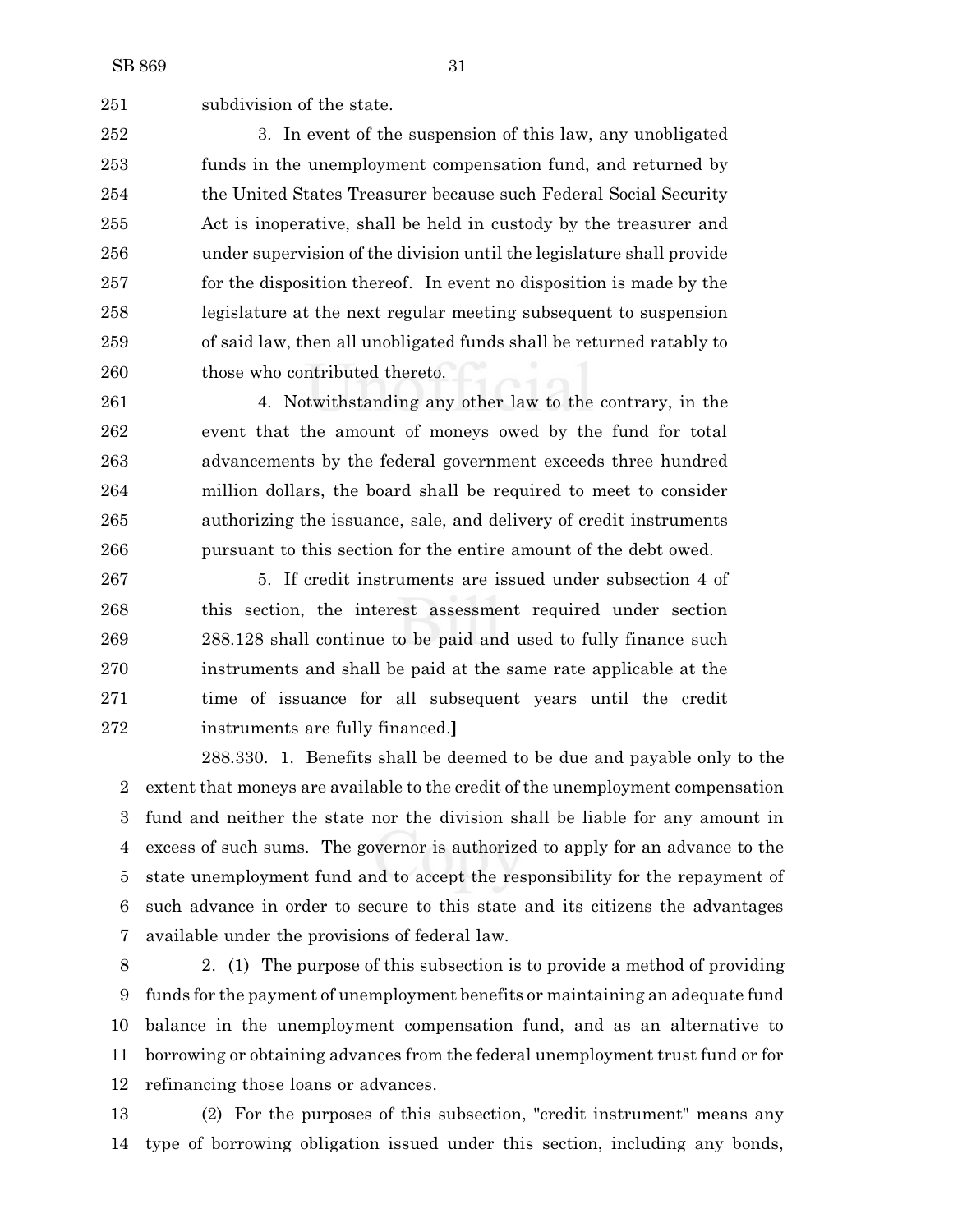subdivision of the state.

3. In event of the suspension of this law, any unobligated funds in the unemployment compensation fund, and returned by the United States Treasurer because such Federal Social Security Act is inoperative, shall be held in custody by the treasurer and under supervision of the division until the legislature shall provide for the disposition thereof. In event no disposition is made by the legislature at the next regular meeting subsequent to suspension of said law, then all unobligated funds shall be returned ratably to those who contributed thereto.

4. Notwithstanding any other law to the contrary, in the event that the amount of moneys owed by the fund for total advancements by the federal government exceeds three hundred million dollars, the board shall be required to meet to consider authorizing the issuance, sale, and delivery of credit instruments pursuant to this section for the entire amount of the debt owed.

5. If credit instruments are issued under subsection 4 of this section, the interest assessment required under section 288.128 shall continue to be paid and used to fully finance such instruments and shall be paid at the same rate applicable at the time of issuance for all subsequent years until the credit instruments are fully financed.**]**

288.330. 1. Benefits shall be deemed to be due and payable only to the extent that moneys are available to the credit of the unemployment compensation fund and neither the state nor the division shall be liable for any amount in excess of such sums. The governor is authorized to apply for an advance to the state unemployment fund and to accept the responsibility for the repayment of such advance in order to secure to this state and its citizens the advantages available under the provisions of federal law.

2. (1) The purpose of this subsection is to provide a method of providing funds for the payment of unemployment benefits or maintaining an adequate fund balance in the unemployment compensation fund, and as an alternative to borrowing or obtaining advances from the federal unemployment trust fund or for refinancing those loans or advances.

(2) For the purposes of this subsection, "credit instrument" means any type of borrowing obligation issued under this section, including any bonds,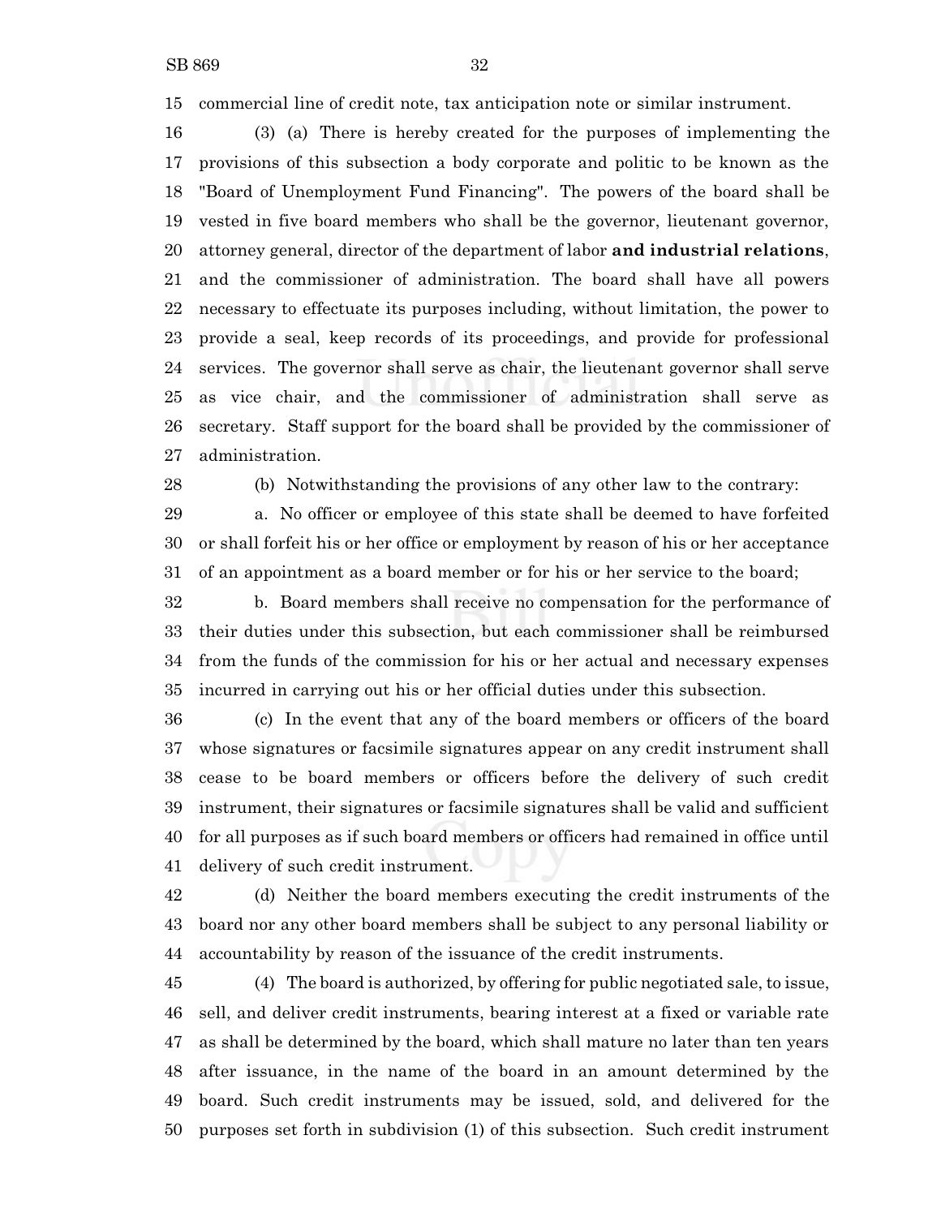commercial line of credit note, tax anticipation note or similar instrument.

(3) (a) There is hereby created for the purposes of implementing the provisions of this subsection a body corporate and politic to be known as the "Board of Unemployment Fund Financing". The powers of the board shall be vested in five board members who shall be the governor, lieutenant governor, attorney general, director of the department of labor **and industrial relations**, and the commissioner of administration. The board shall have all powers necessary to effectuate its purposes including, without limitation, the power to provide a seal, keep records of its proceedings, and provide for professional services. The governor shall serve as chair, the lieutenant governor shall serve as vice chair, and the commissioner of administration shall serve as secretary. Staff support for the board shall be provided by the commissioner of administration.

(b) Notwithstanding the provisions of any other law to the contrary:

a. No officer or employee of this state shall be deemed to have forfeited or shall forfeit his or her office or employment by reason of his or her acceptance of an appointment as a board member or for his or her service to the board;

b. Board members shall receive no compensation for the performance of their duties under this subsection, but each commissioner shall be reimbursed from the funds of the commission for his or her actual and necessary expenses incurred in carrying out his or her official duties under this subsection.

(c) In the event that any of the board members or officers of the board whose signatures or facsimile signatures appear on any credit instrument shall cease to be board members or officers before the delivery of such credit instrument, their signatures or facsimile signatures shall be valid and sufficient for all purposes as if such board members or officers had remained in office until delivery of such credit instrument.

(d) Neither the board members executing the credit instruments of the board nor any other board members shall be subject to any personal liability or accountability by reason of the issuance of the credit instruments.

(4) The board is authorized, by offering for public negotiated sale, to issue, sell, and deliver credit instruments, bearing interest at a fixed or variable rate as shall be determined by the board, which shall mature no later than ten years after issuance, in the name of the board in an amount determined by the board. Such credit instruments may be issued, sold, and delivered for the purposes set forth in subdivision (1) of this subsection. Such credit instrument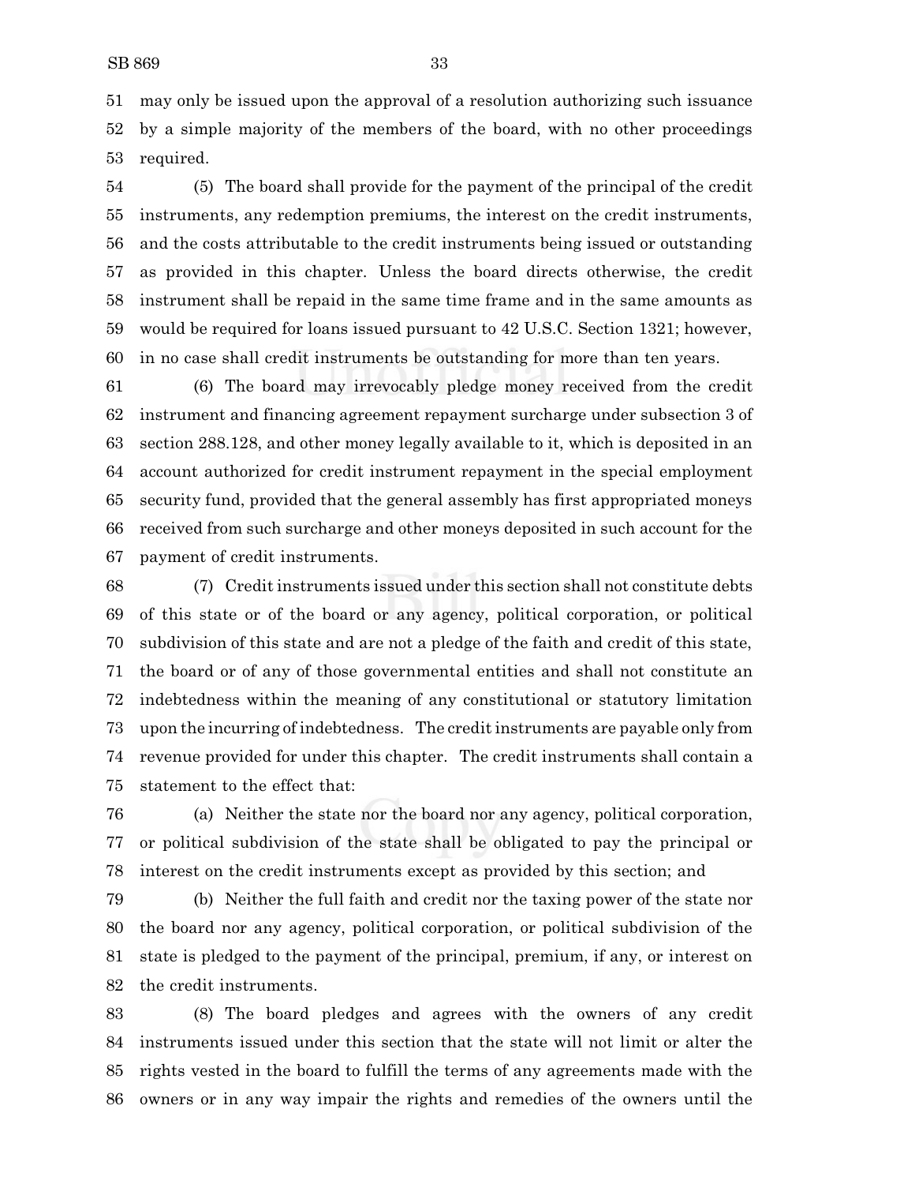may only be issued upon the approval of a resolution authorizing such issuance by a simple majority of the members of the board, with no other proceedings required.

(5) The board shall provide for the payment of the principal of the credit instruments, any redemption premiums, the interest on the credit instruments, and the costs attributable to the credit instruments being issued or outstanding as provided in this chapter. Unless the board directs otherwise, the credit instrument shall be repaid in the same time frame and in the same amounts as would be required for loans issued pursuant to 42 U.S.C. Section 1321; however, in no case shall credit instruments be outstanding for more than ten years.

(6) The board may irrevocably pledge money received from the credit instrument and financing agreement repayment surcharge under subsection 3 of section 288.128, and other money legally available to it, which is deposited in an account authorized for credit instrument repayment in the special employment security fund, provided that the general assembly has first appropriated moneys received from such surcharge and other moneys deposited in such account for the payment of credit instruments.

(7) Credit instruments issued under this section shall not constitute debts of this state or of the board or any agency, political corporation, or political subdivision of this state and are not a pledge of the faith and credit of this state, the board or of any of those governmental entities and shall not constitute an indebtedness within the meaning of any constitutional or statutory limitation upon the incurring of indebtedness. The credit instruments are payable only from revenue provided for under this chapter. The credit instruments shall contain a statement to the effect that:

(a) Neither the state nor the board nor any agency, political corporation, or political subdivision of the state shall be obligated to pay the principal or interest on the credit instruments except as provided by this section; and

(b) Neither the full faith and credit nor the taxing power of the state nor the board nor any agency, political corporation, or political subdivision of the state is pledged to the payment of the principal, premium, if any, or interest on the credit instruments.

(8) The board pledges and agrees with the owners of any credit instruments issued under this section that the state will not limit or alter the rights vested in the board to fulfill the terms of any agreements made with the owners or in any way impair the rights and remedies of the owners until the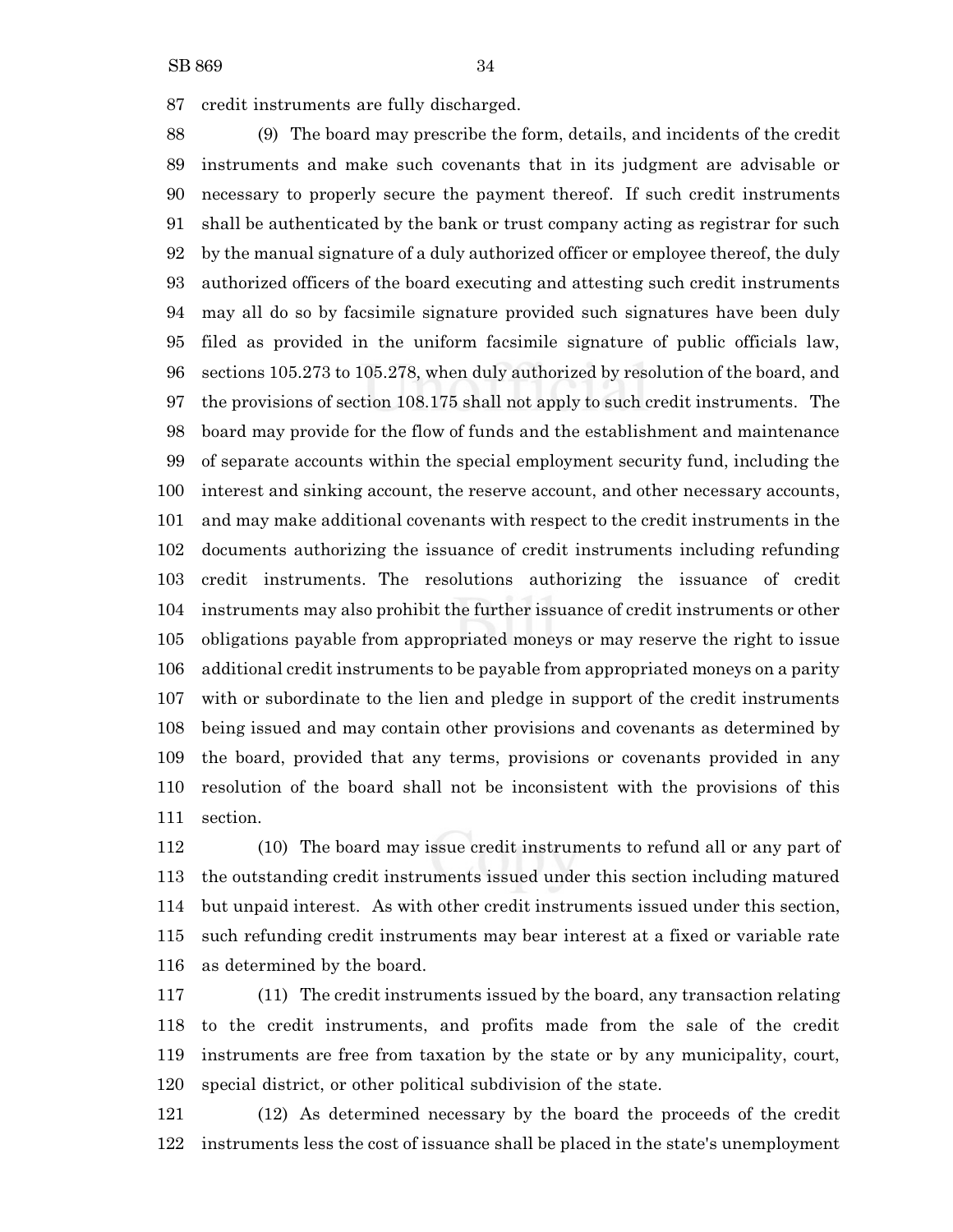credit instruments are fully discharged.

(9) The board may prescribe the form, details, and incidents of the credit instruments and make such covenants that in its judgment are advisable or necessary to properly secure the payment thereof. If such credit instruments shall be authenticated by the bank or trust company acting as registrar for such by the manual signature of a duly authorized officer or employee thereof, the duly authorized officers of the board executing and attesting such credit instruments may all do so by facsimile signature provided such signatures have been duly filed as provided in the uniform facsimile signature of public officials law, sections 105.273 to 105.278, when duly authorized by resolution of the board, and the provisions of section 108.175 shall not apply to such credit instruments. The board may provide for the flow of funds and the establishment and maintenance of separate accounts within the special employment security fund, including the interest and sinking account, the reserve account, and other necessary accounts, and may make additional covenants with respect to the credit instruments in the documents authorizing the issuance of credit instruments including refunding credit instruments. The resolutions authorizing the issuance of credit instruments may also prohibit the further issuance of credit instruments or other obligations payable from appropriated moneys or may reserve the right to issue additional credit instruments to be payable from appropriated moneys on a parity with or subordinate to the lien and pledge in support of the credit instruments being issued and may contain other provisions and covenants as determined by the board, provided that any terms, provisions or covenants provided in any resolution of the board shall not be inconsistent with the provisions of this section.

(10) The board may issue credit instruments to refund all or any part of the outstanding credit instruments issued under this section including matured but unpaid interest. As with other credit instruments issued under this section, such refunding credit instruments may bear interest at a fixed or variable rate as determined by the board.

(11) The credit instruments issued by the board, any transaction relating to the credit instruments, and profits made from the sale of the credit instruments are free from taxation by the state or by any municipality, court, special district, or other political subdivision of the state.

(12) As determined necessary by the board the proceeds of the credit instruments less the cost of issuance shall be placed in the state's unemployment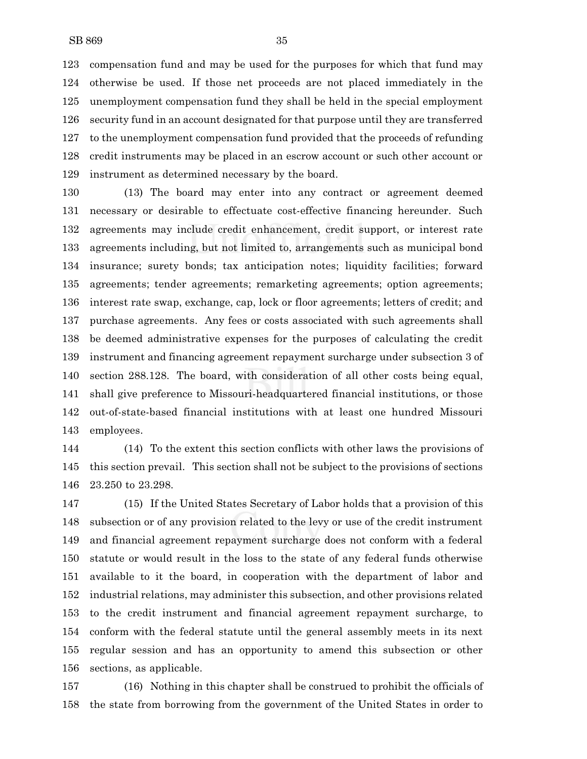compensation fund and may be used for the purposes for which that fund may otherwise be used. If those net proceeds are not placed immediately in the unemployment compensation fund they shall be held in the special employment security fund in an account designated for that purpose until they are transferred to the unemployment compensation fund provided that the proceeds of refunding credit instruments may be placed in an escrow account or such other account or instrument as determined necessary by the board.

(13) The board may enter into any contract or agreement deemed necessary or desirable to effectuate cost-effective financing hereunder. Such agreements may include credit enhancement, credit support, or interest rate agreements including, but not limited to, arrangements such as municipal bond insurance; surety bonds; tax anticipation notes; liquidity facilities; forward agreements; tender agreements; remarketing agreements; option agreements; interest rate swap, exchange, cap, lock or floor agreements; letters of credit; and purchase agreements. Any fees or costs associated with such agreements shall be deemed administrative expenses for the purposes of calculating the credit instrument and financing agreement repayment surcharge under subsection 3 of section 288.128. The board, with consideration of all other costs being equal, shall give preference to Missouri-headquartered financial institutions, or those out-of-state-based financial institutions with at least one hundred Missouri employees.

(14) To the extent this section conflicts with other laws the provisions of this section prevail. This section shall not be subject to the provisions of sections 23.250 to 23.298.

(15) If the United States Secretary of Labor holds that a provision of this subsection or of any provision related to the levy or use of the credit instrument and financial agreement repayment surcharge does not conform with a federal statute or would result in the loss to the state of any federal funds otherwise available to it the board, in cooperation with the department of labor and industrial relations, may administer this subsection, and other provisions related to the credit instrument and financial agreement repayment surcharge, to conform with the federal statute until the general assembly meets in its next regular session and has an opportunity to amend this subsection or other sections, as applicable.

(16) Nothing in this chapter shall be construed to prohibit the officials of the state from borrowing from the government of the United States in order to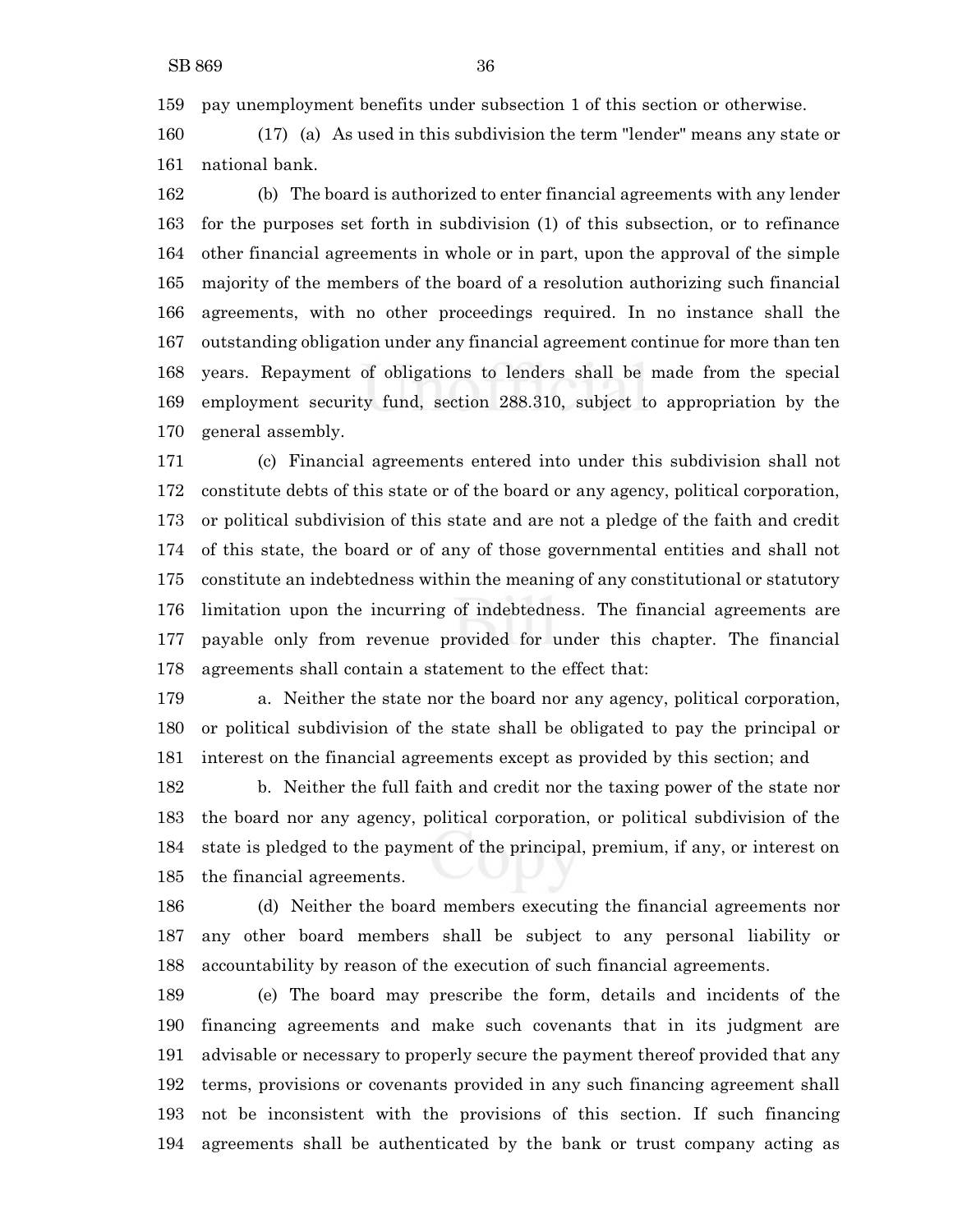pay unemployment benefits under subsection 1 of this section or otherwise.

(17) (a) As used in this subdivision the term "lender" means any state or national bank.

(b) The board is authorized to enter financial agreements with any lender for the purposes set forth in subdivision (1) of this subsection, or to refinance other financial agreements in whole or in part, upon the approval of the simple majority of the members of the board of a resolution authorizing such financial agreements, with no other proceedings required. In no instance shall the outstanding obligation under any financial agreement continue for more than ten years. Repayment of obligations to lenders shall be made from the special employment security fund, section 288.310, subject to appropriation by the general assembly.

(c) Financial agreements entered into under this subdivision shall not constitute debts of this state or of the board or any agency, political corporation, or political subdivision of this state and are not a pledge of the faith and credit of this state, the board or of any of those governmental entities and shall not constitute an indebtedness within the meaning of any constitutional or statutory limitation upon the incurring of indebtedness. The financial agreements are payable only from revenue provided for under this chapter. The financial agreements shall contain a statement to the effect that:

a. Neither the state nor the board nor any agency, political corporation, or political subdivision of the state shall be obligated to pay the principal or interest on the financial agreements except as provided by this section; and

b. Neither the full faith and credit nor the taxing power of the state nor the board nor any agency, political corporation, or political subdivision of the state is pledged to the payment of the principal, premium, if any, or interest on the financial agreements.

(d) Neither the board members executing the financial agreements nor any other board members shall be subject to any personal liability or accountability by reason of the execution of such financial agreements.

(e) The board may prescribe the form, details and incidents of the financing agreements and make such covenants that in its judgment are advisable or necessary to properly secure the payment thereof provided that any terms, provisions or covenants provided in any such financing agreement shall not be inconsistent with the provisions of this section. If such financing agreements shall be authenticated by the bank or trust company acting as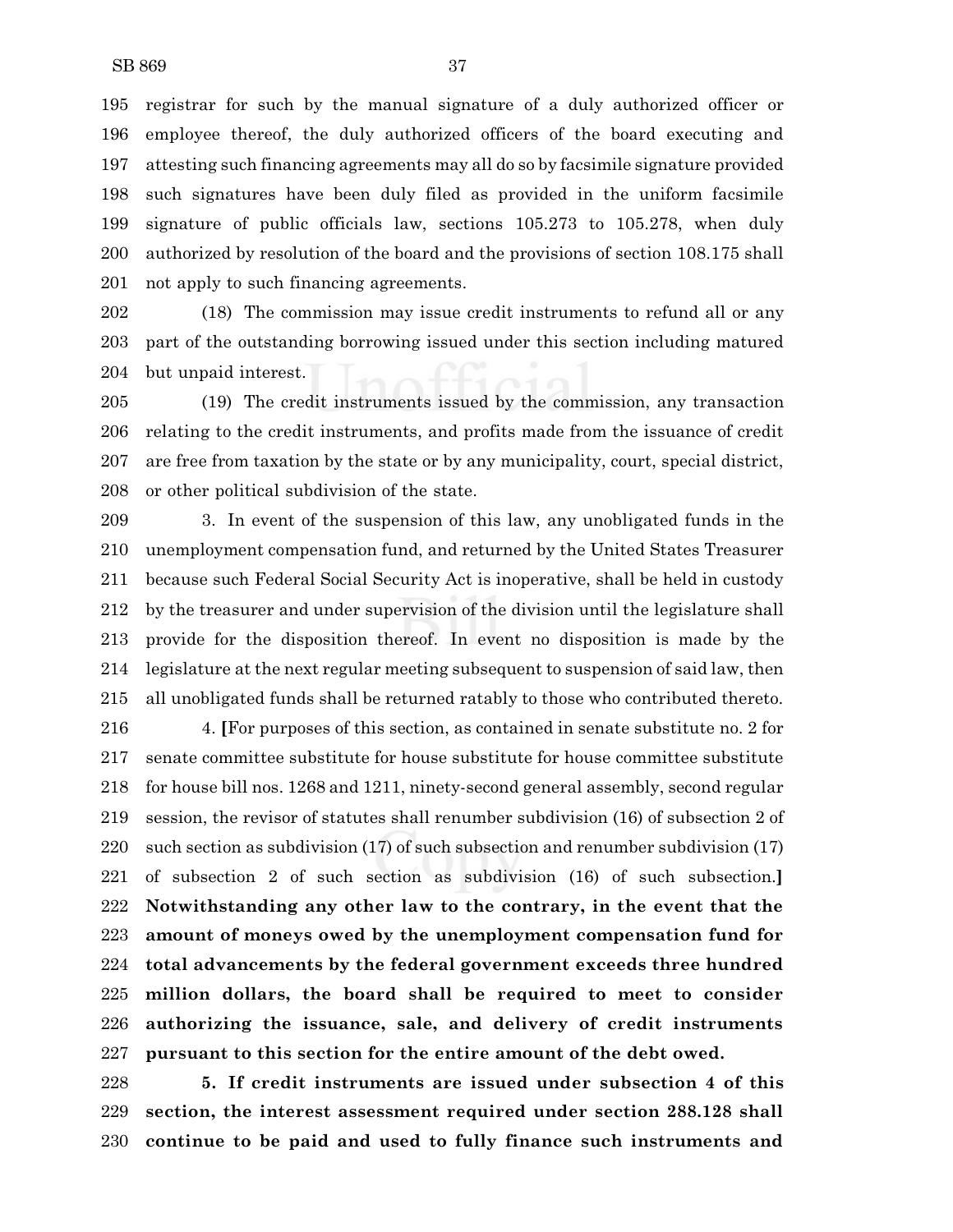registrar for such by the manual signature of a duly authorized officer or employee thereof, the duly authorized officers of the board executing and attesting such financing agreements may all do so by facsimile signature provided such signatures have been duly filed as provided in the uniform facsimile signature of public officials law, sections 105.273 to 105.278, when duly authorized by resolution of the board and the provisions of section 108.175 shall not apply to such financing agreements.

(18) The commission may issue credit instruments to refund all or any part of the outstanding borrowing issued under this section including matured but unpaid interest.

(19) The credit instruments issued by the commission, any transaction relating to the credit instruments, and profits made from the issuance of credit are free from taxation by the state or by any municipality, court, special district, or other political subdivision of the state.

3. In event of the suspension of this law, any unobligated funds in the unemployment compensation fund, and returned by the United States Treasurer because such Federal Social Security Act is inoperative, shall be held in custody by the treasurer and under supervision of the division until the legislature shall provide for the disposition thereof. In event no disposition is made by the legislature at the next regular meeting subsequent to suspension of said law, then all unobligated funds shall be returned ratably to those who contributed thereto.

4. **[**For purposes of this section, as contained in senate substitute no. 2 for senate committee substitute for house substitute for house committee substitute for house bill nos. 1268 and 1211, ninety-second general assembly, second regular session, the revisor of statutes shall renumber subdivision (16) of subsection 2 of such section as subdivision (17) of such subsection and renumber subdivision (17) of subsection 2 of such section as subdivision (16) of such subsection.**]** **Notwithstanding any other law to the contrary, in the event that the amount of moneys owed by the unemployment compensation fund for total advancements by the federal government exceeds three hundred million dollars, the board shall be required to meet to consider authorizing the issuance, sale, and delivery of credit instruments pursuant to this section for the entire amount of the debt owed.**

**5. If credit instruments are issued under subsection 4 of this section, the interest assessment required under section 288.128 shall continue to be paid and used to fully finance such instruments and**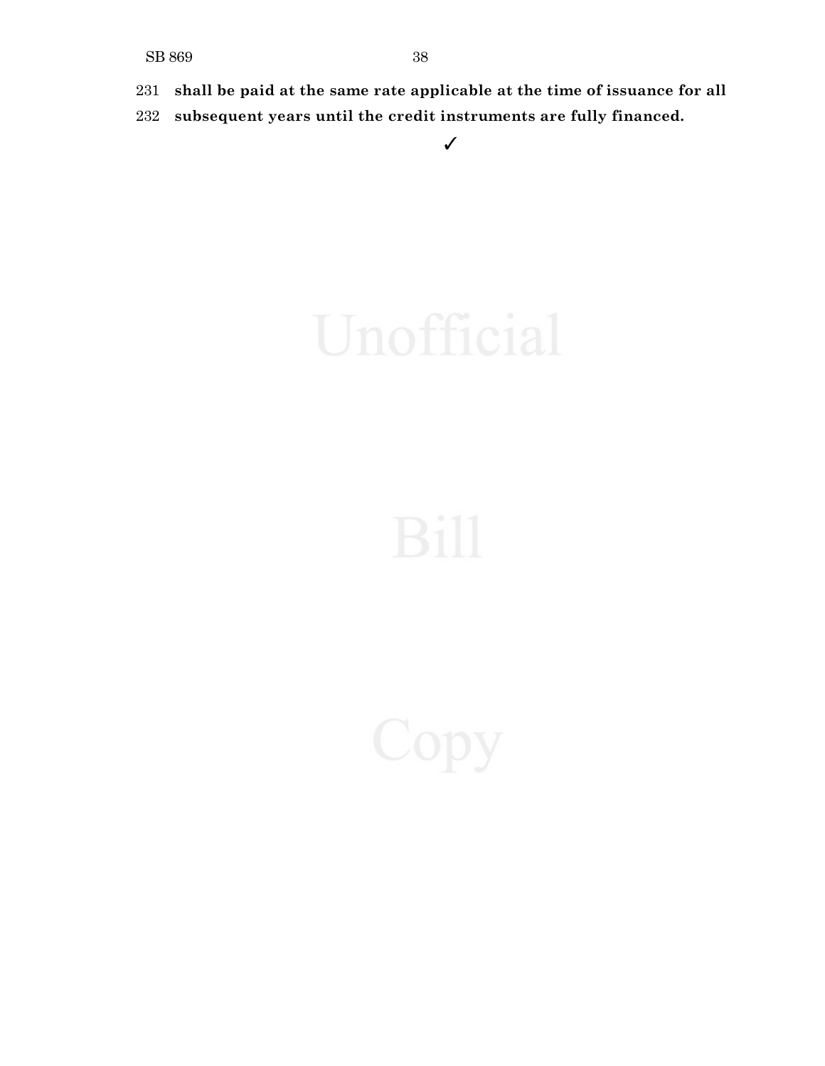231 **shall be paid at the same rate applicable at the time of issuance for all**
232 **subsequent years until the credit instruments are fully financed.**

✓